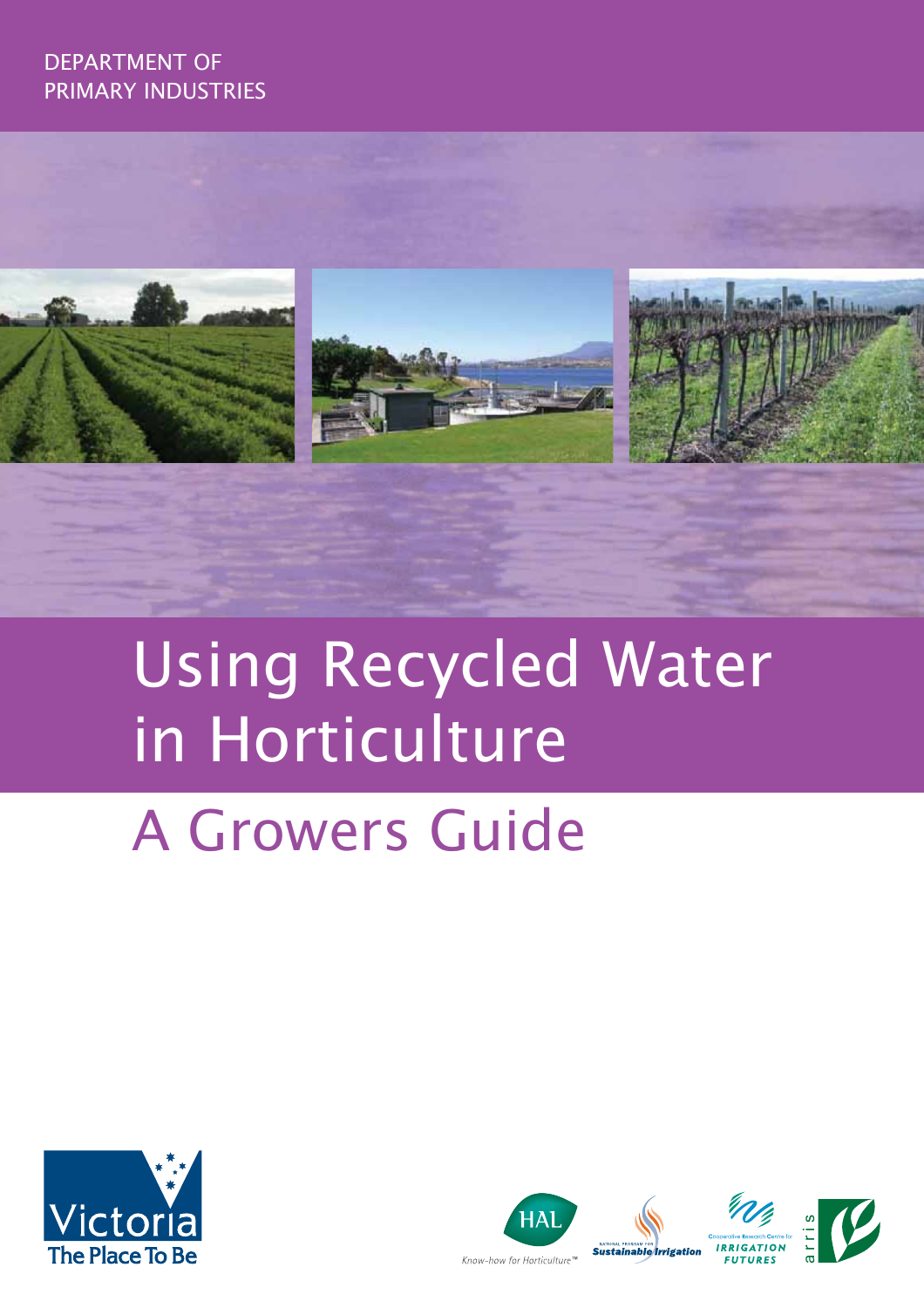DEPARTMENT OF PRIMARY INDUSTRIES

# Using Recycled Water in Horticulture

## A Growers Guide

Victoria The Place To Be

HAL Know-how for Horticulture™

National Program for Sustainable Irrigation

Cooperative Research Centre for Irrigation Futures

arris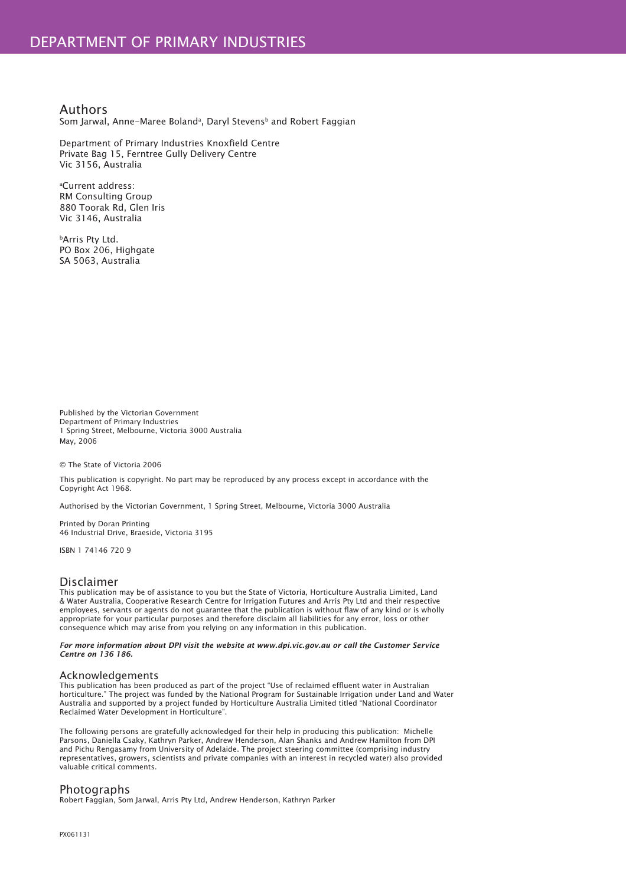# DEPARTMENT OF PRIMARY INDUSTRIES

## Authors

Som Jarwal, Anne-Maree Boland[a], Daryl Stevens[b] and Robert Faggian

Department of Primary Industries Knoxfield Centre
Private Bag 15, Ferntree Gully Delivery Centre
Vic 3156, Australia

[a]Current address:
RM Consulting Group
880 Toorak Rd, Glen Iris
Vic 3146, Australia

[b]Arris Pty Ltd.
PO Box 206, Highgate
SA 5063, Australia

Published by the Victorian Government
Department of Primary Industries
1 Spring Street, Melbourne, Victoria 3000 Australia
May, 2006

© The State of Victoria 2006

This publication is copyright. No part may be reproduced by any process except in accordance with the Copyright Act 1968.

Authorised by the Victorian Government, 1 Spring Street, Melbourne, Victoria 3000 Australia

Printed by Doran Printing
46 Industrial Drive, Braeside, Victoria 3195

ISBN 1 74146 720 9

## Disclaimer

This publication may be of assistance to you but the State of Victoria, Horticulture Australia Limited, Land & Water Australia, Cooperative Research Centre for Irrigation Futures and Arris Pty Ltd and their respective employees, servants or agents do not guarantee that the publication is without flaw of any kind or is wholly appropriate for your particular purposes and therefore disclaim all liabilities for any error, loss or other consequence which may arise from you relying on any information in this publication.

***For more information about DPI visit the website at www.dpi.vic.gov.au or call the Customer Service Centre on 136 186.***

## Acknowledgements

This publication has been produced as part of the project "Use of reclaimed effluent water in Australian horticulture." The project was funded by the National Program for Sustainable Irrigation under Land and Water Australia and supported by a project funded by Horticulture Australia Limited titled "National Coordinator Reclaimed Water Development in Horticulture".

The following persons are gratefully acknowledged for their help in producing this publication: Michelle Parsons, Daniella Csaky, Kathryn Parker, Andrew Henderson, Alan Shanks and Andrew Hamilton from DPI and Pichu Rengasamy from University of Adelaide. The project steering committee (comprising industry representatives, growers, scientists and private companies with an interest in recycled water) also provided valuable critical comments.

## Photographs

Robert Faggian, Som Jarwal, Arris Pty Ltd, Andrew Henderson, Kathryn Parker

PX061131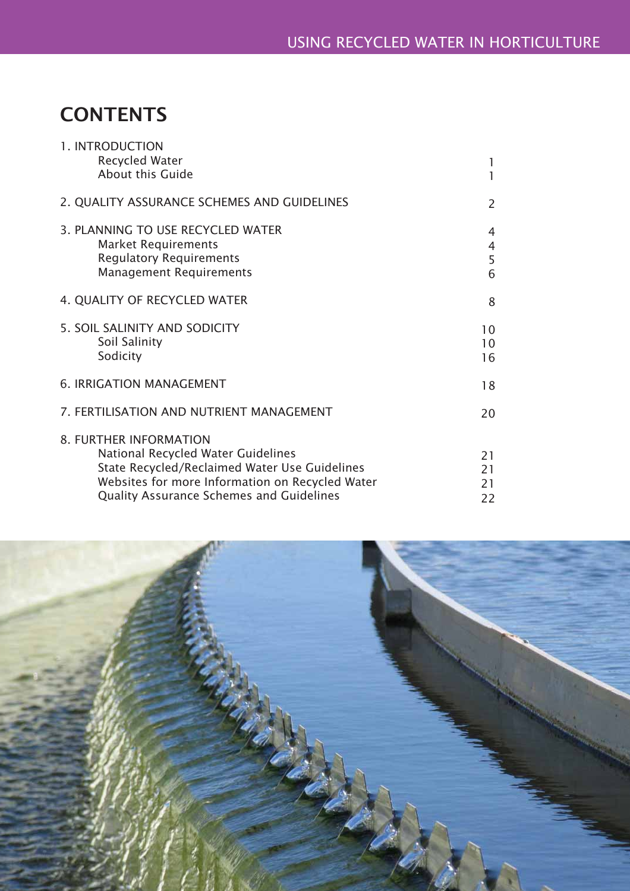# CONTENTS

| | |
|---|---|
| 1. INTRODUCTION | |
| Recycled Water | 1 |
| About this Guide | 1 |
| 2. QUALITY ASSURANCE SCHEMES AND GUIDELINES | 2 |
| 3. PLANNING TO USE RECYCLED WATER | 4 |
| Market Requirements | 4 |
| Regulatory Requirements | 5 |
| Management Requirements | 6 |
| 4. QUALITY OF RECYCLED WATER | 8 |
| 5. SOIL SALINITY AND SODICITY | 10 |
| Soil Salinity | 10 |
| Sodicity | 16 |
| 6. IRRIGATION MANAGEMENT | 18 |
| 7. FERTILISATION AND NUTRIENT MANAGEMENT | 20 |
| 8. FURTHER INFORMATION | |
| National Recycled Water Guidelines | 21 |
| State Recycled/Reclaimed Water Use Guidelines | 21 |
| Websites for more Information on Recycled Water | 21 |
| Quality Assurance Schemes and Guidelines | 22 |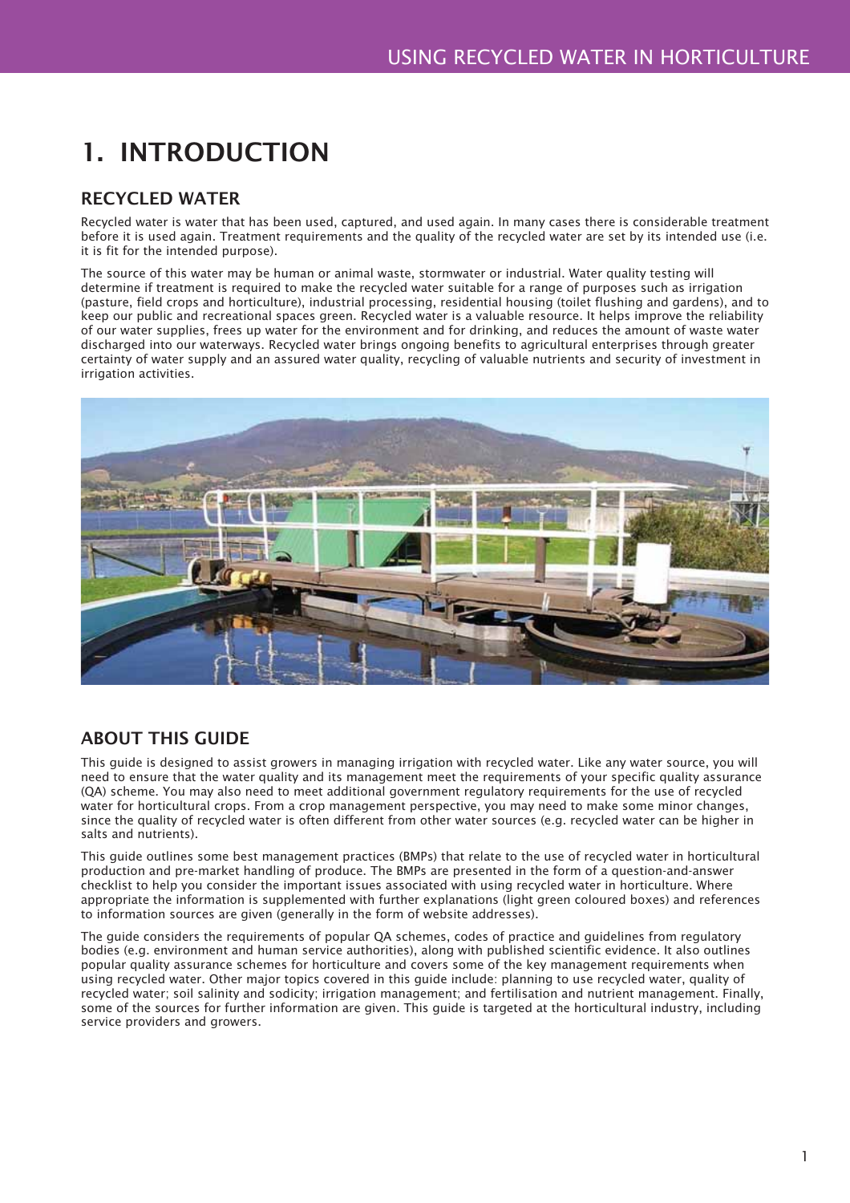# 1. INTRODUCTION

## RECYCLED WATER

Recycled water is water that has been used, captured, and used again. In many cases there is considerable treatment before it is used again. Treatment requirements and the quality of the recycled water are set by its intended use (i.e. it is fit for the intended purpose).

The source of this water may be human or animal waste, stormwater or industrial. Water quality testing will determine if treatment is required to make the recycled water suitable for a range of purposes such as irrigation (pasture, field crops and horticulture), industrial processing, residential housing (toilet flushing and gardens), and to keep our public and recreational spaces green. Recycled water is a valuable resource. It helps improve the reliability of our water supplies, frees up water for the environment and for drinking, and reduces the amount of waste water discharged into our waterways. Recycled water brings ongoing benefits to agricultural enterprises through greater certainty of water supply and an assured water quality, recycling of valuable nutrients and security of investment in irrigation activities.

## ABOUT THIS GUIDE

This guide is designed to assist growers in managing irrigation with recycled water. Like any water source, you will need to ensure that the water quality and its management meet the requirements of your specific quality assurance (QA) scheme. You may also need to meet additional government regulatory requirements for the use of recycled water for horticultural crops. From a crop management perspective, you may need to make some minor changes, since the quality of recycled water is often different from other water sources (e.g. recycled water can be higher in salts and nutrients).

This guide outlines some best management practices (BMPs) that relate to the use of recycled water in horticultural production and pre-market handling of produce. The BMPs are presented in the form of a question-and-answer checklist to help you consider the important issues associated with using recycled water in horticulture. Where appropriate the information is supplemented with further explanations (light green coloured boxes) and references to information sources are given (generally in the form of website addresses).

The guide considers the requirements of popular QA schemes, codes of practice and guidelines from regulatory bodies (e.g. environment and human service authorities), along with published scientific evidence. It also outlines popular quality assurance schemes for horticulture and covers some of the key management requirements when using recycled water. Other major topics covered in this guide include: planning to use recycled water, quality of recycled water; soil salinity and sodicity; irrigation management; and fertilisation and nutrient management. Finally, some of the sources for further information are given. This guide is targeted at the horticultural industry, including service providers and growers.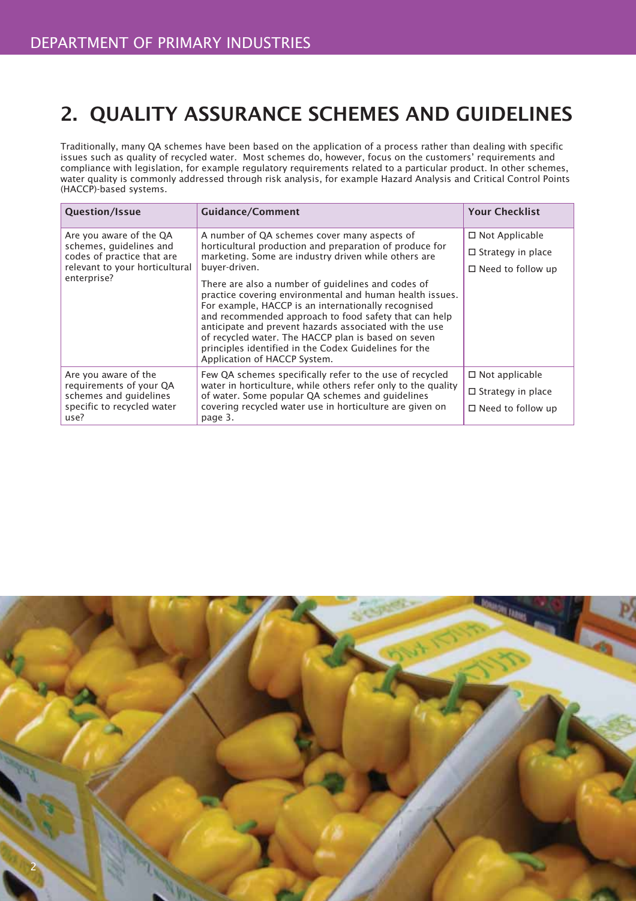# 2. QUALITY ASSURANCE SCHEMES AND GUIDELINES

Traditionally, many QA schemes have been based on the application of a process rather than dealing with specific issues such as quality of recycled water. Most schemes do, however, focus on the customers' requirements and compliance with legislation, for example regulatory requirements related to a particular product. In other schemes, water quality is commonly addressed through risk analysis, for example Hazard Analysis and Critical Control Points (HACCP)-based systems.

| Question/Issue | Guidance/Comment | Your Checklist |
|---|---|---|
| Are you aware of the QA schemes, guidelines and codes of practice that are relevant to your horticultural enterprise? | A number of QA schemes cover many aspects of horticultural production and preparation of produce for marketing. Some are industry driven while others are buyer-driven.<br><br>There are also a number of guidelines and codes of practice covering environmental and human health issues. For example, HACCP is an internationally recognised and recommended approach to food safety that can help anticipate and prevent hazards associated with the use of recycled water. The HACCP plan is based on seven principles identified in the Codex Guidelines for the Application of HACCP System. | ☐ Not Applicable<br>☐ Strategy in place<br>☐ Need to follow up |
| Are you aware of the requirements of your QA schemes and guidelines specific to recycled water use? | Few QA schemes specifically refer to the use of recycled water in horticulture, while others refer only to the quality of water. Some popular QA schemes and guidelines covering recycled water use in horticulture are given on page 3. | ☐ Not applicable<br>☐ Strategy in place<br>☐ Need to follow up |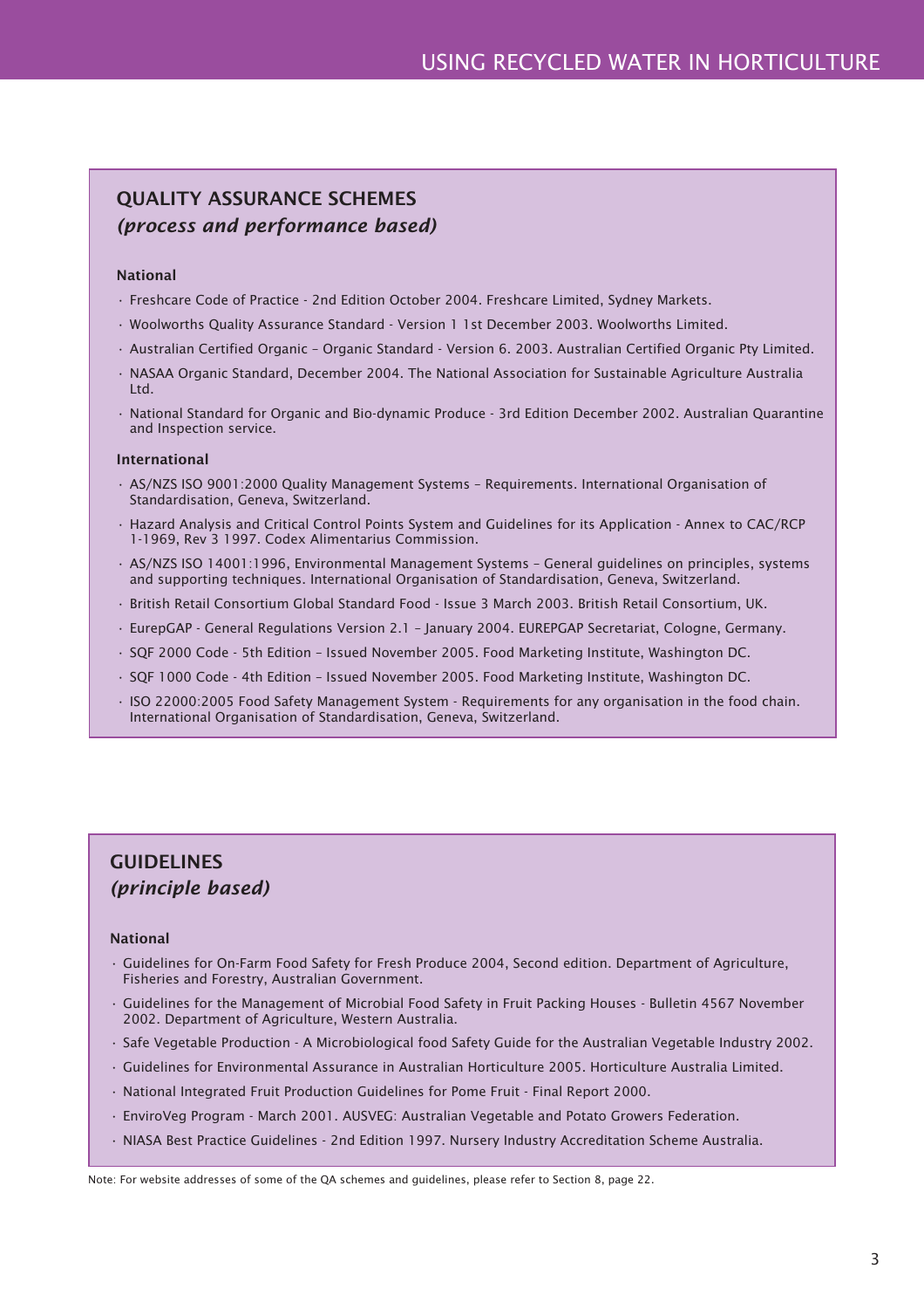## QUALITY ASSURANCE SCHEMES
### *(process and performance based)*

**National**

- Freshcare Code of Practice - 2nd Edition October 2004. Freshcare Limited, Sydney Markets.
- Woolworths Quality Assurance Standard - Version 1 1st December 2003. Woolworths Limited.
- Australian Certified Organic – Organic Standard - Version 6. 2003. Australian Certified Organic Pty Limited.
- NASAA Organic Standard, December 2004. The National Association for Sustainable Agriculture Australia Ltd.
- National Standard for Organic and Bio-dynamic Produce - 3rd Edition December 2002. Australian Quarantine and Inspection service.

**International**

- AS/NZS ISO 9001:2000 Quality Management Systems – Requirements. International Organisation of Standardisation, Geneva, Switzerland.
- Hazard Analysis and Critical Control Points System and Guidelines for its Application - Annex to CAC/RCP 1-1969, Rev 3 1997. Codex Alimentarius Commission.
- AS/NZS ISO 14001:1996, Environmental Management Systems – General guidelines on principles, systems and supporting techniques. International Organisation of Standardisation, Geneva, Switzerland.
- British Retail Consortium Global Standard Food - Issue 3 March 2003. British Retail Consortium, UK.
- EurepGAP - General Regulations Version 2.1 – January 2004. EUREPGAP Secretariat, Cologne, Germany.
- SQF 2000 Code - 5th Edition – Issued November 2005. Food Marketing Institute, Washington DC.
- SQF 1000 Code - 4th Edition – Issued November 2005. Food Marketing Institute, Washington DC.
- ISO 22000:2005 Food Safety Management System - Requirements for any organisation in the food chain. International Organisation of Standardisation, Geneva, Switzerland.

## GUIDELINES
### *(principle based)*

**National**

- Guidelines for On-Farm Food Safety for Fresh Produce 2004, Second edition. Department of Agriculture, Fisheries and Forestry, Australian Government.
- Guidelines for the Management of Microbial Food Safety in Fruit Packing Houses - Bulletin 4567 November 2002. Department of Agriculture, Western Australia.
- Safe Vegetable Production - A Microbiological food Safety Guide for the Australian Vegetable Industry 2002.
- Guidelines for Environmental Assurance in Australian Horticulture 2005. Horticulture Australia Limited.
- National Integrated Fruit Production Guidelines for Pome Fruit - Final Report 2000.
- EnviroVeg Program - March 2001. AUSVEG: Australian Vegetable and Potato Growers Federation.
- NIASA Best Practice Guidelines - 2nd Edition 1997. Nursery Industry Accreditation Scheme Australia.

Note: For website addresses of some of the QA schemes and guidelines, please refer to Section 8, page 22.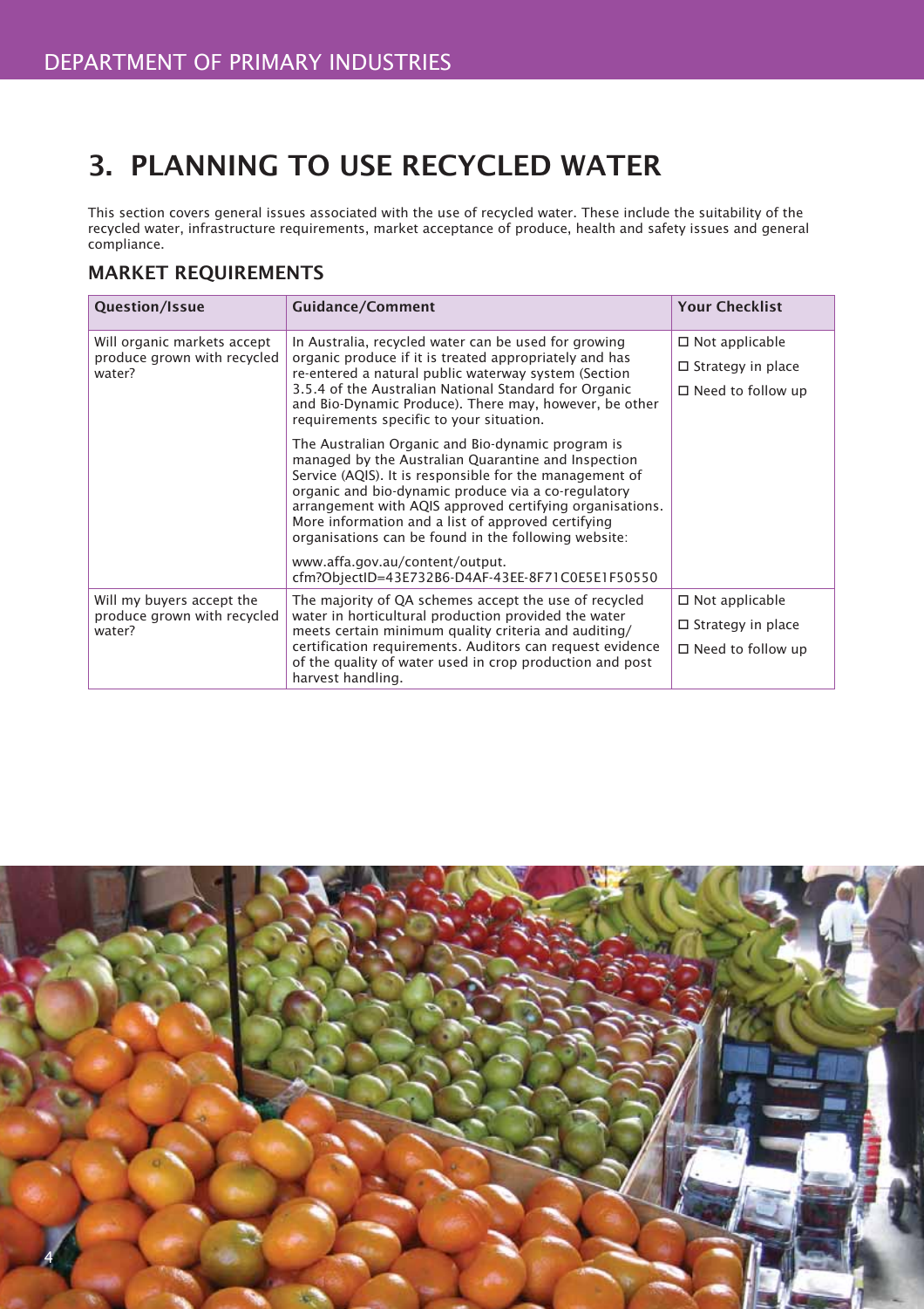# 3. PLANNING TO USE RECYCLED WATER

This section covers general issues associated with the use of recycled water. These include the suitability of the recycled water, infrastructure requirements, market acceptance of produce, health and safety issues and general compliance.

## MARKET REQUIREMENTS

| Question/Issue | Guidance/Comment | Your Checklist |
|---|---|---|
| Will organic markets accept produce grown with recycled water? | In Australia, recycled water can be used for growing organic produce if it is treated appropriately and has re-entered a natural public waterway system (Section 3.5.4 of the Australian National Standard for Organic and Bio-Dynamic Produce). There may, however, be other requirements specific to your situation.<br><br>The Australian Organic and Bio-dynamic program is managed by the Australian Quarantine and Inspection Service (AQIS). It is responsible for the management of organic and bio-dynamic produce via a co-regulatory arrangement with AQIS approved certifying organisations. More information and a list of approved certifying organisations can be found in the following website:<br><br>www.affa.gov.au/content/output.cfm?ObjectID=43E732B6-D4AF-43EE-8F71C0E5E1F50550 | ☐ Not applicable<br>☐ Strategy in place<br>☐ Need to follow up |
| Will my buyers accept the produce grown with recycled water? | The majority of QA schemes accept the use of recycled water in horticultural production provided the water meets certain minimum quality criteria and auditing/certification requirements. Auditors can request evidence of the quality of water used in crop production and post harvest handling. | ☐ Not applicable<br>☐ Strategy in place<br>☐ Need to follow up |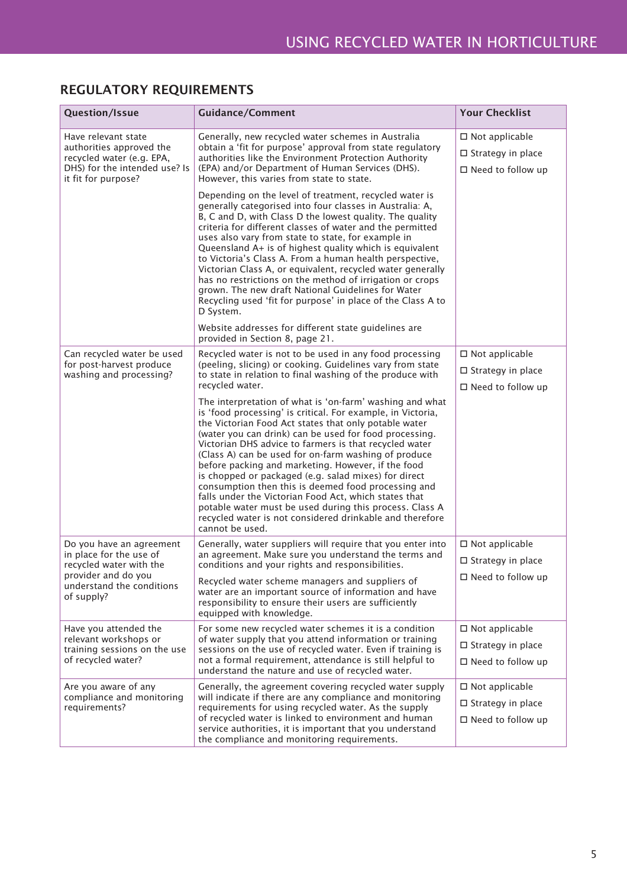## REGULATORY REQUIREMENTS

| Question/Issue | Guidance/Comment | Your Checklist |
|---|---|---|
| Have relevant state authorities approved the recycled water (e.g. EPA, DHS) for the intended use? Is it fit for purpose? | Generally, new recycled water schemes in Australia obtain a 'fit for purpose' approval from state regulatory authorities like the Environment Protection Authority (EPA) and/or Department of Human Services (DHS). However, this varies from state to state.<br><br>Depending on the level of treatment, recycled water is generally categorised into four classes in Australia: A, B, C and D, with Class D the lowest quality. The quality criteria for different classes of water and the permitted uses also vary from state to state, for example in Queensland A+ is of highest quality which is equivalent to Victoria's Class A. From a human health perspective, Victorian Class A, or equivalent, recycled water generally has no restrictions on the method of irrigation or crops grown. The new draft National Guidelines for Water Recycling used 'fit for purpose' in place of the Class A to D System.<br><br>Website addresses for different state guidelines are provided in Section 8, page 21. | ☐ Not applicable<br>☐ Strategy in place<br>☐ Need to follow up |
| Can recycled water be used for post-harvest produce washing and processing? | Recycled water is not to be used in any food processing (peeling, slicing) or cooking. Guidelines vary from state to state in relation to final washing of the produce with recycled water.<br><br>The interpretation of what is 'on-farm' washing and what is 'food processing' is critical. For example, in Victoria, the Victorian Food Act states that only potable water (water you can drink) can be used for food processing. Victorian DHS advice to farmers is that recycled water (Class A) can be used for on-farm washing of produce before packing and marketing. However, if the food is chopped or packaged (e.g. salad mixes) for direct consumption then this is deemed food processing and falls under the Victorian Food Act, which states that potable water must be used during this process. Class A recycled water is not considered drinkable and therefore cannot be used. | ☐ Not applicable<br>☐ Strategy in place<br>☐ Need to follow up |
| Do you have an agreement in place for the use of recycled water with the provider and do you understand the conditions of supply? | Generally, water suppliers will require that you enter into an agreement. Make sure you understand the terms and conditions and your rights and responsibilities.<br><br>Recycled water scheme managers and suppliers of water are an important source of information and have responsibility to ensure their users are sufficiently equipped with knowledge. | ☐ Not applicable<br>☐ Strategy in place<br>☐ Need to follow up |
| Have you attended the relevant workshops or training sessions on the use of recycled water? | For some new recycled water schemes it is a condition of water supply that you attend information or training sessions on the use of recycled water. Even if training is not a formal requirement, attendance is still helpful to understand the nature and use of recycled water. | ☐ Not applicable<br>☐ Strategy in place<br>☐ Need to follow up |
| Are you aware of any compliance and monitoring requirements? | Generally, the agreement covering recycled water supply will indicate if there are any compliance and monitoring requirements for using recycled water. As the supply of recycled water is linked to environment and human service authorities, it is important that you understand the compliance and monitoring requirements. | ☐ Not applicable<br>☐ Strategy in place<br>☐ Need to follow up |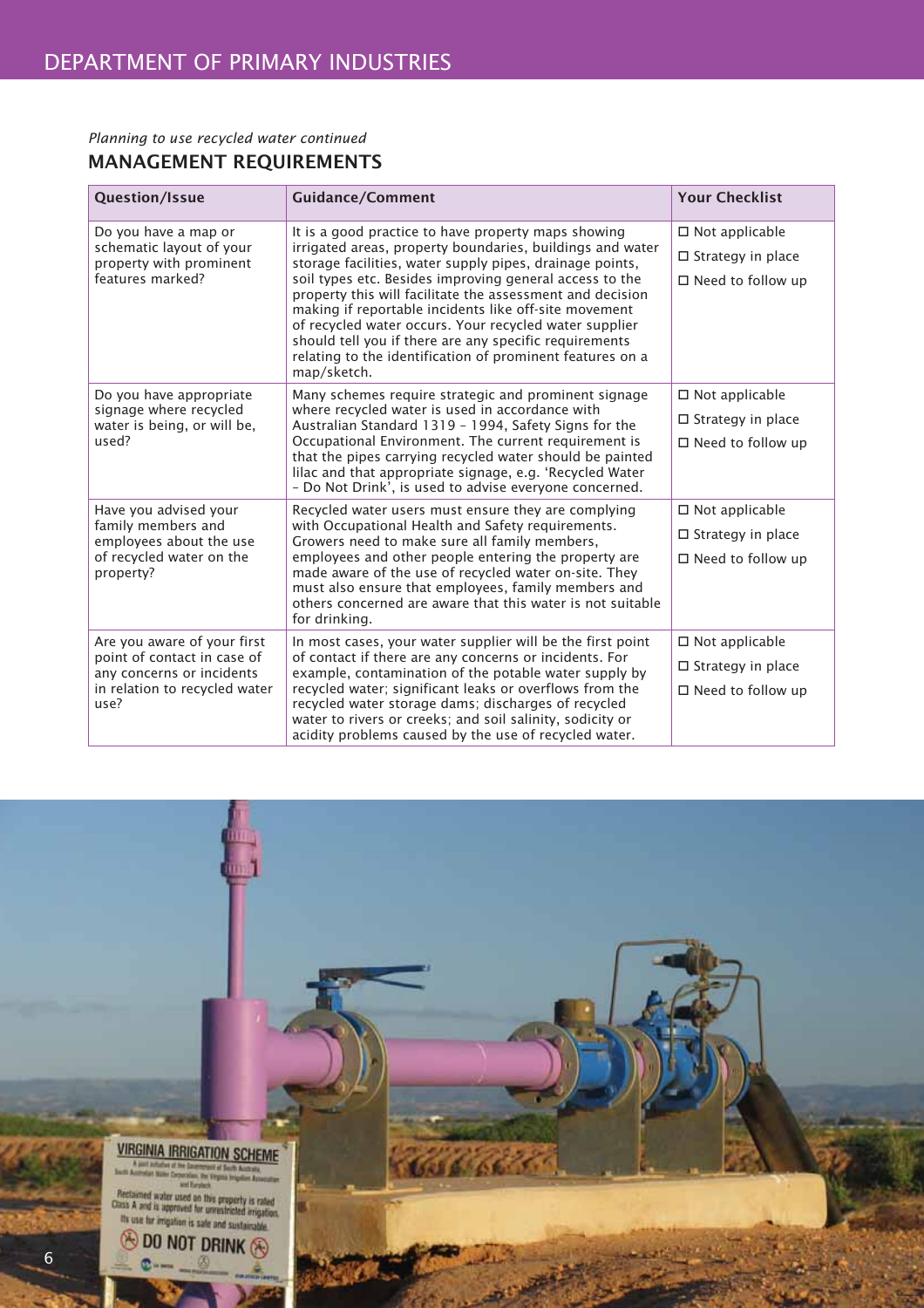*Planning to use recycled water continued*

## MANAGEMENT REQUIREMENTS

| Question/Issue | Guidance/Comment | Your Checklist |
|---|---|---|
| Do you have a map or schematic layout of your property with prominent features marked? | It is a good practice to have property maps showing irrigated areas, property boundaries, buildings and water storage facilities, water supply pipes, drainage points, soil types etc. Besides improving general access to the property this will facilitate the assessment and decision making if reportable incidents like off-site movement of recycled water occurs. Your recycled water supplier should tell you if there are any specific requirements relating to the identification of prominent features on a map/sketch. | ☐ Not applicable<br>☐ Strategy in place<br>☐ Need to follow up |
| Do you have appropriate signage where recycled water is being, or will be, used? | Many schemes require strategic and prominent signage where recycled water is used in accordance with Australian Standard 1319 – 1994, Safety Signs for the Occupational Environment. The current requirement is that the pipes carrying recycled water should be painted lilac and that appropriate signage, e.g. 'Recycled Water – Do Not Drink', is used to advise everyone concerned. | ☐ Not applicable<br>☐ Strategy in place<br>☐ Need to follow up |
| Have you advised your family members and employees about the use of recycled water on the property? | Recycled water users must ensure they are complying with Occupational Health and Safety requirements. Growers need to make sure all family members, employees and other people entering the property are made aware of the use of recycled water on-site. They must also ensure that employees, family members and others concerned are aware that this water is not suitable for drinking. | ☐ Not applicable<br>☐ Strategy in place<br>☐ Need to follow up |
| Are you aware of your first point of contact in case of any concerns or incidents in relation to recycled water use? | In most cases, your water supplier will be the first point of contact if there are any concerns or incidents. For example, contamination of the potable water supply by recycled water; significant leaks or overflows from the recycled water storage dams; discharges of recycled water to rivers or creeks; and soil salinity, sodicity or acidity problems caused by the use of recycled water. | ☐ Not applicable<br>☐ Strategy in place<br>☐ Need to follow up |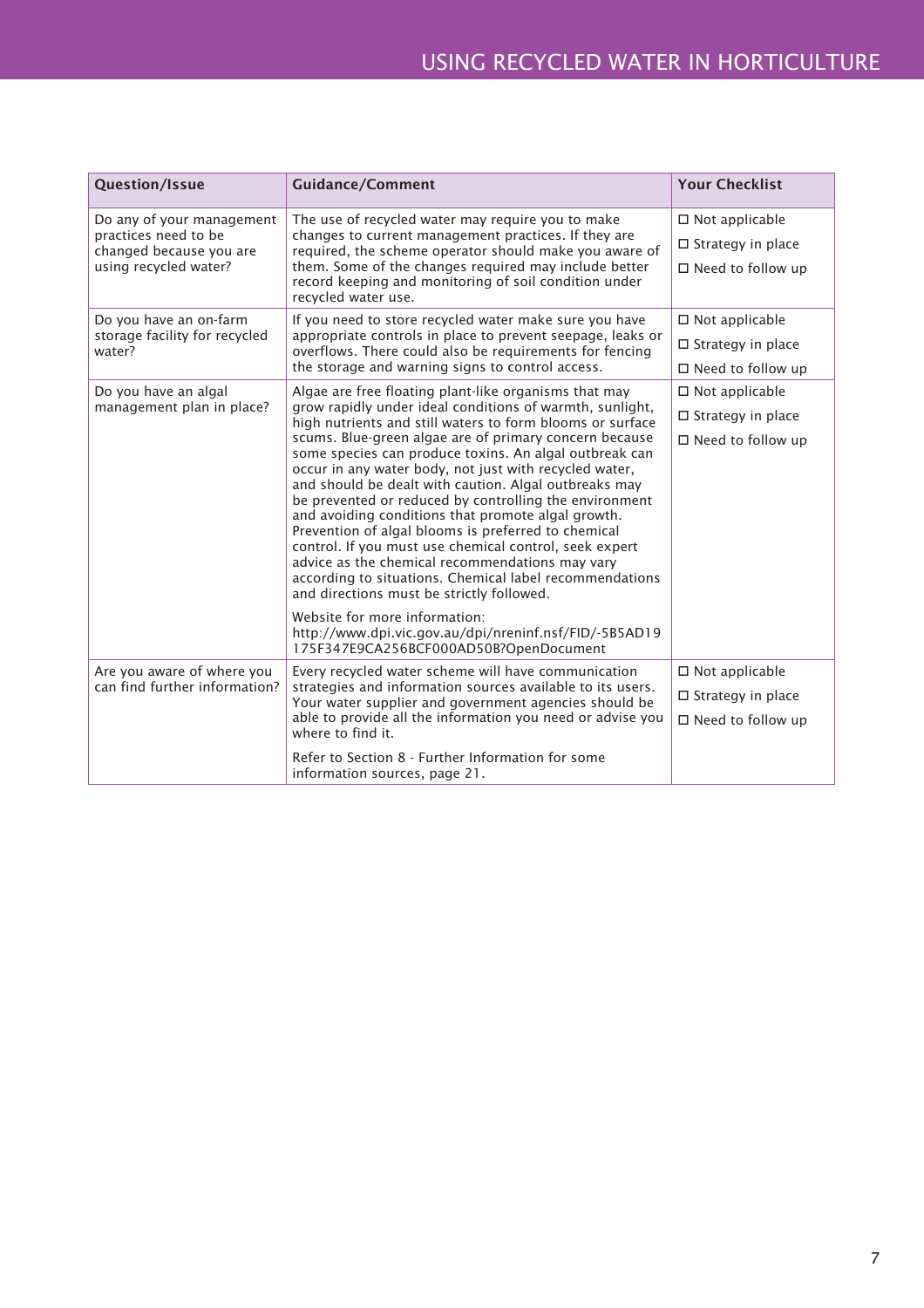| Question/Issue | Guidance/Comment | Your Checklist |
|---|---|---|
| Do any of your management practices need to be changed because you are using recycled water? | The use of recycled water may require you to make changes to current management practices. If they are required, the scheme operator should make you aware of them. Some of the changes required may include better record keeping and monitoring of soil condition under recycled water use. | ☐ Not applicable<br>☐ Strategy in place<br>☐ Need to follow up |
| Do you have an on-farm storage facility for recycled water? | If you need to store recycled water make sure you have appropriate controls in place to prevent seepage, leaks or overflows. There could also be requirements for fencing the storage and warning signs to control access. | ☐ Not applicable<br>☐ Strategy in place<br>☐ Need to follow up |
| Do you have an algal management plan in place? | Algae are free floating plant-like organisms that may grow rapidly under ideal conditions of warmth, sunlight, high nutrients and still waters to form blooms or surface scums. Blue-green algae are of primary concern because some species can produce toxins. An algal outbreak can occur in any water body, not just with recycled water, and should be dealt with caution. Algal outbreaks may be prevented or reduced by controlling the environment and avoiding conditions that promote algal growth. Prevention of algal blooms is preferred to chemical control. If you must use chemical control, seek expert advice as the chemical recommendations may vary according to situations. Chemical label recommendations and directions must be strictly followed.<br><br>Website for more information: http://www.dpi.vic.gov.au/dpi/nreninf.nsf/FID/-5B5AD19175F347E9CA256BCF000AD50B?OpenDocument | ☐ Not applicable<br>☐ Strategy in place<br>☐ Need to follow up |
| Are you aware of where you can find further information? | Every recycled water scheme will have communication strategies and information sources available to its users. Your water supplier and government agencies should be able to provide all the information you need or advise you where to find it.<br><br>Refer to Section 8 - Further Information for some information sources, page 21. | ☐ Not applicable<br>☐ Strategy in place<br>☐ Need to follow up |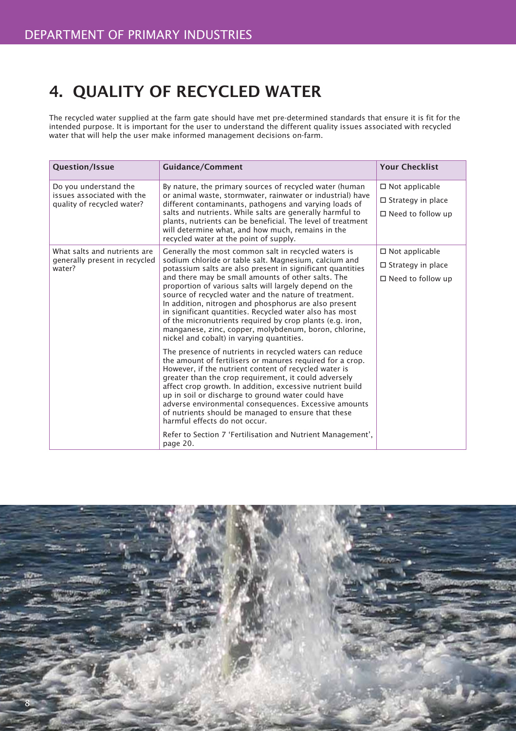## 4. QUALITY OF RECYCLED WATER

The recycled water supplied at the farm gate should have met pre-determined standards that ensure it is fit for the intended purpose. It is important for the user to understand the different quality issues associated with recycled water that will help the user make informed management decisions on-farm.

| Question/Issue | Guidance/Comment | Your Checklist |
|---|---|---|
| Do you understand the issues associated with the quality of recycled water? | By nature, the primary sources of recycled water (human or animal waste, stormwater, rainwater or industrial) have different contaminants, pathogens and varying loads of salts and nutrients. While salts are generally harmful to plants, nutrients can be beneficial. The level of treatment will determine what, and how much, remains in the recycled water at the point of supply. | ☐ Not applicable<br>☐ Strategy in place<br>☐ Need to follow up |
| What salts and nutrients are generally present in recycled water? | Generally the most common salt in recycled waters is sodium chloride or table salt. Magnesium, calcium and potassium salts are also present in significant quantities and there may be small amounts of other salts. The proportion of various salts will largely depend on the source of recycled water and the nature of treatment. In addition, nitrogen and phosphorus are also present in significant quantities. Recycled water also has most of the micronutrients required by crop plants (e.g. iron, manganese, zinc, copper, molybdenum, boron, chlorine, nickel and cobalt) in varying quantities.<br><br>The presence of nutrients in recycled waters can reduce the amount of fertilisers or manures required for a crop. However, if the nutrient content of recycled water is greater than the crop requirement, it could adversely affect crop growth. In addition, excessive nutrient build up in soil or discharge to ground water could have adverse environmental consequences. Excessive amounts of nutrients should be managed to ensure that these harmful effects do not occur.<br><br>Refer to Section 7 'Fertilisation and Nutrient Management', page 20. | ☐ Not applicable<br>☐ Strategy in place<br>☐ Need to follow up |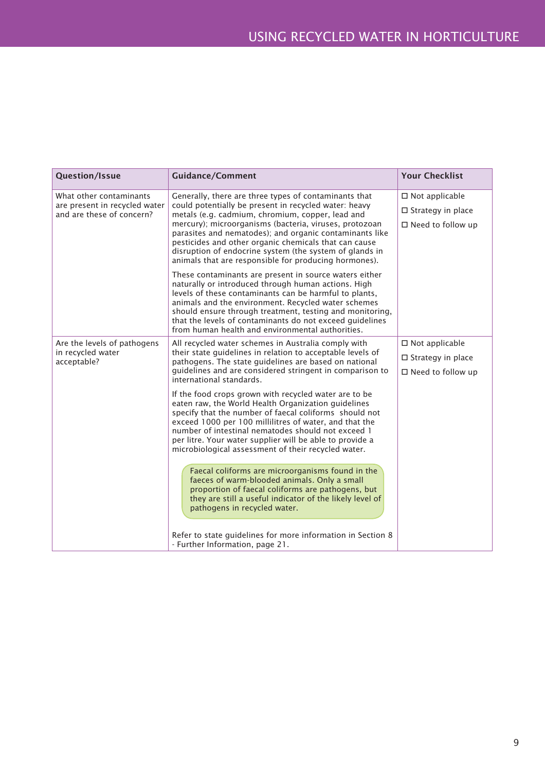| Question/Issue | Guidance/Comment | Your Checklist |
|---|---|---|
| What other contaminants are present in recycled water and are these of concern? | Generally, there are three types of contaminants that could potentially be present in recycled water: heavy metals (e.g. cadmium, chromium, copper, lead and mercury); microorganisms (bacteria, viruses, protozoan parasites and nematodes); and organic contaminants like pesticides and other organic chemicals that can cause disruption of endocrine system (the system of glands in animals that are responsible for producing hormones).<br><br>These contaminants are present in source waters either naturally or introduced through human actions. High levels of these contaminants can be harmful to plants, animals and the environment. Recycled water schemes should ensure through treatment, testing and monitoring, that the levels of contaminants do not exceed guidelines from human health and environmental authorities. | ☐ Not applicable<br>☐ Strategy in place<br>☐ Need to follow up |
| Are the levels of pathogens in recycled water acceptable? | All recycled water schemes in Australia comply with their state guidelines in relation to acceptable levels of pathogens. The state guidelines are based on national guidelines and are considered stringent in comparison to international standards.<br><br>If the food crops grown with recycled water are to be eaten raw, the World Health Organization guidelines specify that the number of faecal coliforms should not exceed 1000 per 100 millilitres of water, and that the number of intestinal nematodes should not exceed 1 per litre. Your water supplier will be able to provide a microbiological assessment of their recycled water.<br><br>Faecal coliforms are microorganisms found in the faeces of warm-blooded animals. Only a small proportion of faecal coliforms are pathogens, but they are still a useful indicator of the likely level of pathogens in recycled water.<br><br>Refer to state guidelines for more information in Section 8 - Further Information, page 21. | ☐ Not applicable<br>☐ Strategy in place<br>☐ Need to follow up |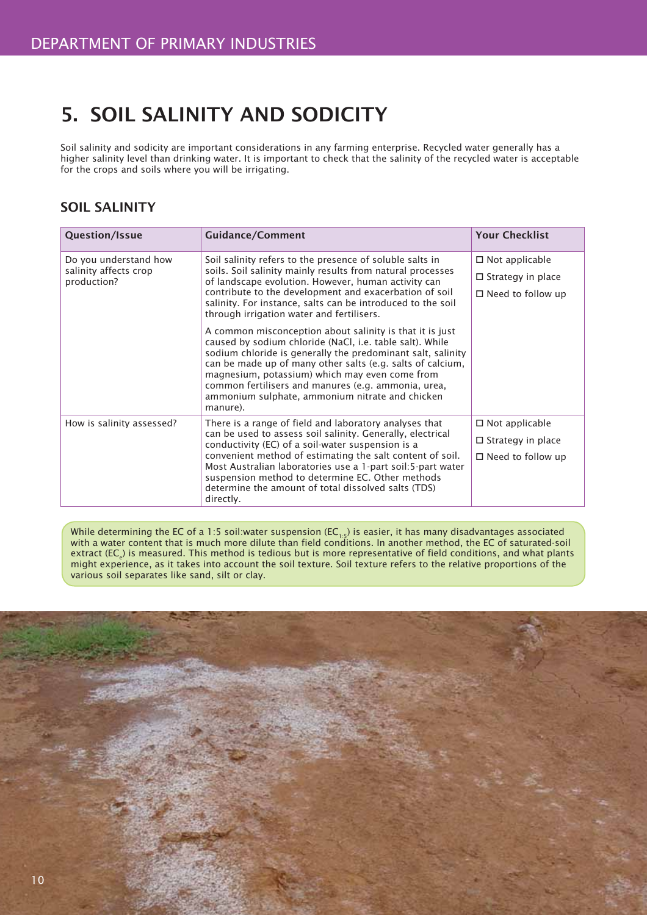# 5. SOIL SALINITY AND SODICITY

Soil salinity and sodicity are important considerations in any farming enterprise. Recycled water generally has a higher salinity level than drinking water. It is important to check that the salinity of the recycled water is acceptable for the crops and soils where you will be irrigating.

## SOIL SALINITY

| Question/Issue | Guidance/Comment | Your Checklist |
|---|---|---|
| Do you understand how salinity affects crop production? | Soil salinity refers to the presence of soluble salts in soils. Soil salinity mainly results from natural processes of landscape evolution. However, human activity can contribute to the development and exacerbation of soil salinity. For instance, salts can be introduced to the soil through irrigation water and fertilisers.<br><br>A common misconception about salinity is that it is just caused by sodium chloride (NaCl, i.e. table salt). While sodium chloride is generally the predominant salt, salinity can be made up of many other salts (e.g. salts of calcium, magnesium, potassium) which may even come from common fertilisers and manures (e.g. ammonia, urea, ammonium sulphate, ammonium nitrate and chicken manure). | ☐ Not applicable<br>☐ Strategy in place<br>☐ Need to follow up |
| How is salinity assessed? | There is a range of field and laboratory analyses that can be used to assess soil salinity. Generally, electrical conductivity (EC) of a soil-water suspension is a convenient method of estimating the salt content of soil. Most Australian laboratories use a 1-part soil:5-part water suspension method to determine EC. Other methods determine the amount of total dissolved salts (TDS) directly. | ☐ Not applicable<br>☐ Strategy in place<br>☐ Need to follow up |

While determining the EC of a 1:5 soil:water suspension ($EC_{1:5}$) is easier, it has many disadvantages associated with a water content that is much more dilute than field conditions. In another method, the EC of saturated-soil extract ($EC_e$) is measured. This method is tedious but is more representative of field conditions, and what plants might experience, as it takes into account the soil texture. Soil texture refers to the relative proportions of the various soil separates like sand, silt or clay.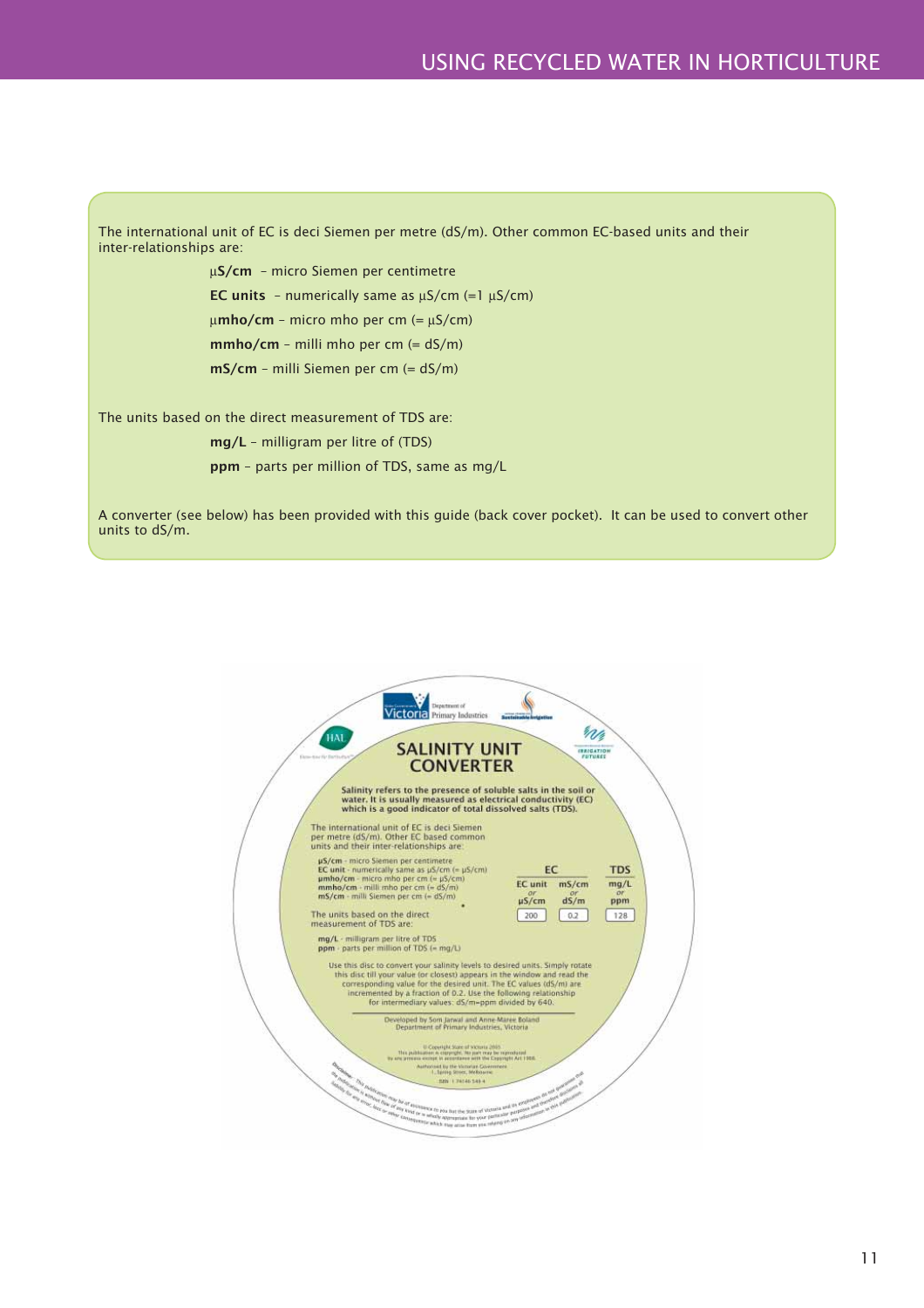The international unit of EC is deci Siemen per metre (dS/m). Other common EC-based units and their inter-relationships are:

**µS/cm** – micro Siemen per centimetre

**EC units** – numerically same as µS/cm (=1 µS/cm)

**µmho/cm** – micro mho per cm (= µS/cm)

**mmho/cm** – milli mho per cm (= dS/m)

**mS/cm** – milli Siemen per cm (= dS/m)

The units based on the direct measurement of TDS are:

**mg/L** – milligram per litre of (TDS)

**ppm** – parts per million of TDS, same as mg/L

A converter (see below) has been provided with this guide (back cover pocket). It can be used to convert other units to dS/m.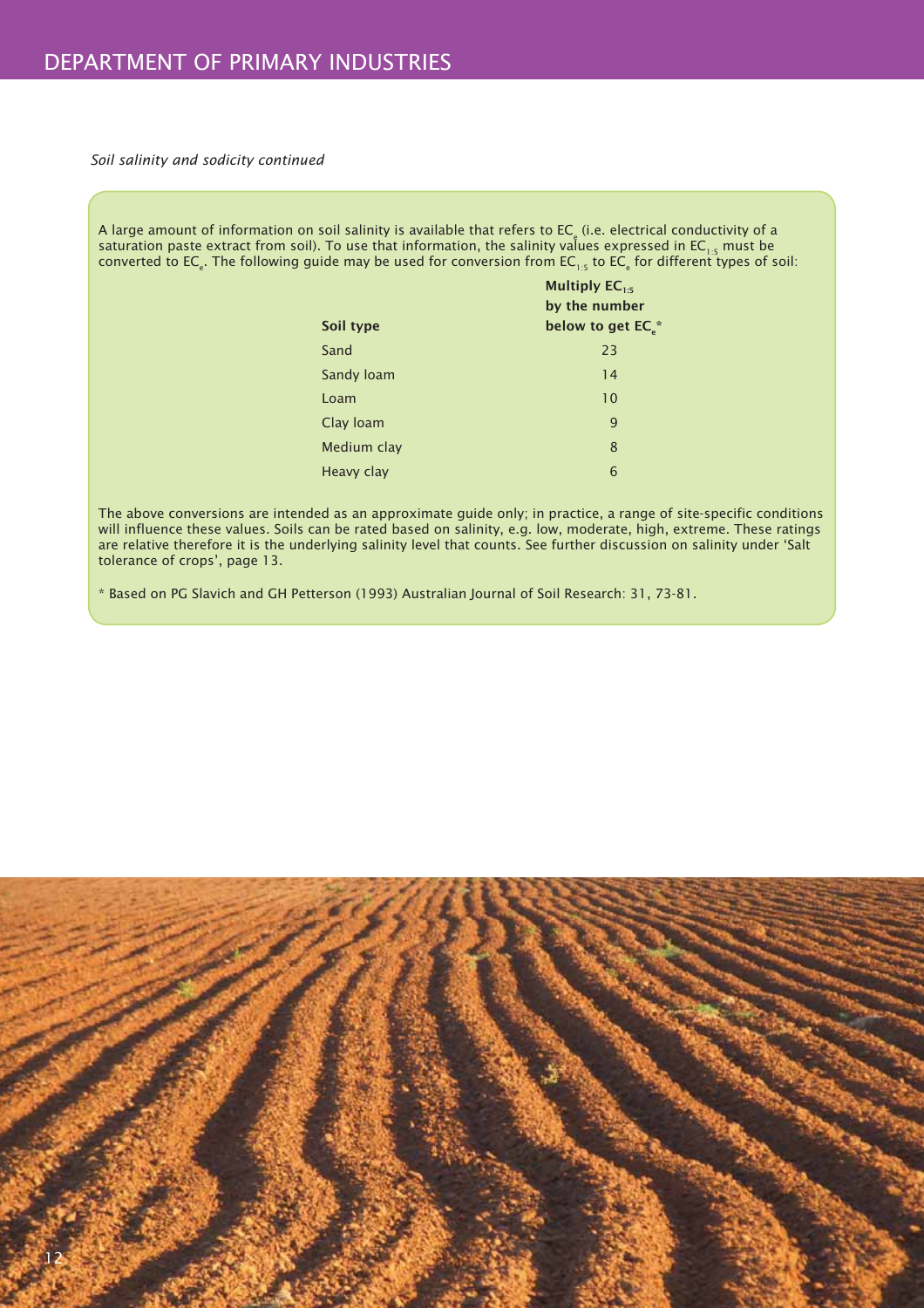*Soil salinity and sodicity continued*

A large amount of information on soil salinity is available that refers to $EC_e$ (i.e. electrical conductivity of a saturation paste extract from soil). To use that information, the salinity values expressed in $EC_{1:5}$ must be converted to $EC_e$. The following guide may be used for conversion from $EC_{1:5}$ to $EC_e$ for different types of soil:

| **Soil type** | **Multiply $EC_{1:5}$ by the number below to get $EC_e$\*** |
|---|---|
| Sand | 23 |
| Sandy loam | 14 |
| Loam | 10 |
| Clay loam | 9 |
| Medium clay | 8 |
| Heavy clay | 6 |

The above conversions are intended as an approximate guide only; in practice, a range of site-specific conditions will influence these values. Soils can be rated based on salinity, e.g. low, moderate, high, extreme. These ratings are relative therefore it is the underlying salinity level that counts. See further discussion on salinity under 'Salt tolerance of crops', page 13.

\* Based on PG Slavich and GH Petterson (1993) Australian Journal of Soil Research: 31, 73-81.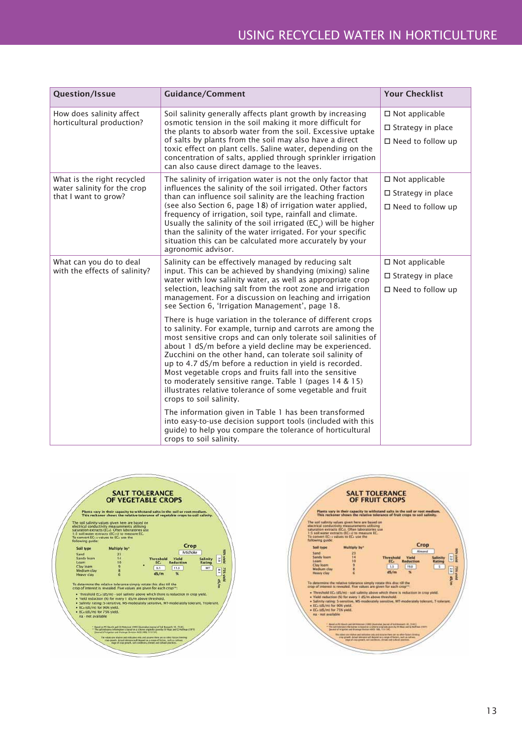| Question/Issue | Guidance/Comment | Your Checklist |
|---|---|---|
| How does salinity affect horticultural production? | Soil salinity generally affects plant growth by increasing osmotic tension in the soil making it more difficult for the plants to absorb water from the soil. Excessive uptake of salts by plants from the soil may also have a direct toxic effect on plant cells. Saline water, depending on the concentration of salts, applied through sprinkler irrigation can also cause direct damage to the leaves. | ☐ Not applicable<br>☐ Strategy in place<br>☐ Need to follow up |
| What is the right recycled water salinity for the crop that I want to grow? | The salinity of irrigation water is not the only factor that influences the salinity of the soil irrigated. Other factors than can influence soil salinity are the leaching fraction (see also Section 6, page 18) of irrigation water applied, frequency of irrigation, soil type, rainfall and climate. Usually the salinity of the soil irrigated ($EC_e$) will be higher than the salinity of the water irrigated. For your specific situation this can be calculated more accurately by your agronomic advisor. | ☐ Not applicable<br>☐ Strategy in place<br>☐ Need to follow up |
| What can you do to deal with the effects of salinity? | Salinity can be effectively managed by reducing salt input. This can be achieved by shandying (mixing) saline water with low salinity water, as well as appropriate crop selection, leaching salt from the root zone and irrigation management. For a discussion on leaching and irrigation see Section 6, 'Irrigation Management', page 18.<br><br>There is huge variation in the tolerance of different crops to salinity. For example, turnip and carrots are among the most sensitive crops and can only tolerate soil salinities of about 1 dS/m before a yield decline may be experienced. Zucchini on the other hand, can tolerate soil salinity of up to 4.7 dS/m before a reduction in yield is recorded. Most vegetable crops and fruits fall into the sensitive to moderately sensitive range. Table 1 (pages 14 & 15) illustrates relative tolerance of some vegetable and fruit crops to soil salinity.<br><br>The information given in Table 1 has been transformed into easy-to-use decision support tools (included with this guide) to help you compare the tolerance of horticultural crops to soil salinity. | ☐ Not applicable<br>☐ Strategy in place<br>☐ Need to follow up |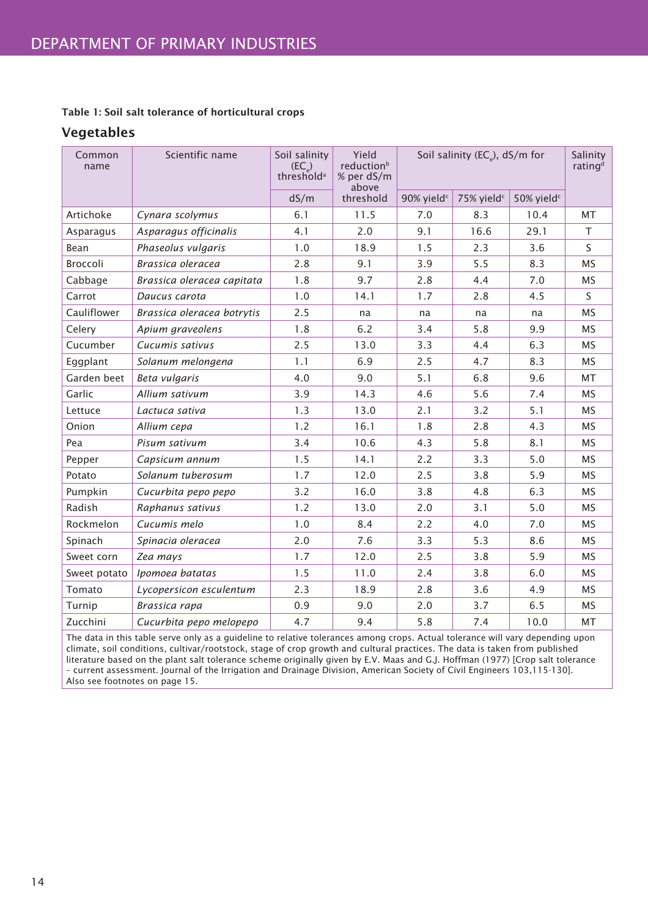**Table 1: Soil salt tolerance of horticultural crops**

## Vegetables

| Common name | Scientific name | Soil salinity ($EC_e$) threshold[a] | Yield reduction[b] % per dS/m above threshold | Soil salinity ($EC_e$), dS/m for | | | Salinity rating[d] |
|---|---|---|---|---|---|---|---|
| | | dS/m | | 90% yield[c] | 75% yield[c] | 50% yield[c] | |
| Artichoke | *Cynara scolymus* | 6.1 | 11.5 | 7.0 | 8.3 | 10.4 | MT |
| Asparagus | *Asparagus officinalis* | 4.1 | 2.0 | 9.1 | 16.6 | 29.1 | T |
| Bean | *Phaseolus vulgaris* | 1.0 | 18.9 | 1.5 | 2.3 | 3.6 | S |
| Broccoli | *Brassica oleracea* | 2.8 | 9.1 | 3.9 | 5.5 | 8.3 | MS |
| Cabbage | *Brassica oleracea capitata* | 1.8 | 9.7 | 2.8 | 4.4 | 7.0 | MS |
| Carrot | *Daucus carota* | 1.0 | 14.1 | 1.7 | 2.8 | 4.5 | S |
| Cauliflower | *Brassica oleracea botrytis* | 2.5 | na | na | na | na | MS |
| Celery | *Apium graveolens* | 1.8 | 6.2 | 3.4 | 5.8 | 9.9 | MS |
| Cucumber | *Cucumis sativus* | 2.5 | 13.0 | 3.3 | 4.4 | 6.3 | MS |
| Eggplant | *Solanum melongena* | 1.1 | 6.9 | 2.5 | 4.7 | 8.3 | MS |
| Garden beet | *Beta vulgaris* | 4.0 | 9.0 | 5.1 | 6.8 | 9.6 | MT |
| Garlic | *Allium sativum* | 3.9 | 14.3 | 4.6 | 5.6 | 7.4 | MS |
| Lettuce | *Lactuca sativa* | 1.3 | 13.0 | 2.1 | 3.2 | 5.1 | MS |
| Onion | *Allium cepa* | 1.2 | 16.1 | 1.8 | 2.8 | 4.3 | MS |
| Pea | *Pisum sativum* | 3.4 | 10.6 | 4.3 | 5.8 | 8.1 | MS |
| Pepper | *Capsicum annum* | 1.5 | 14.1 | 2.2 | 3.3 | 5.0 | MS |
| Potato | *Solanum tuberosum* | 1.7 | 12.0 | 2.5 | 3.8 | 5.9 | MS |
| Pumpkin | *Cucurbita pepo pepo* | 3.2 | 16.0 | 3.8 | 4.8 | 6.3 | MS |
| Radish | *Raphanus sativus* | 1.2 | 13.0 | 2.0 | 3.1 | 5.0 | MS |
| Rockmelon | *Cucumis melo* | 1.0 | 8.4 | 2.2 | 4.0 | 7.0 | MS |
| Spinach | *Spinacia oleracea* | 2.0 | 7.6 | 3.3 | 5.3 | 8.6 | MS |
| Sweet corn | *Zea mays* | 1.7 | 12.0 | 2.5 | 3.8 | 5.9 | MS |
| Sweet potato | *Ipomoea batatas* | 1.5 | 11.0 | 2.4 | 3.8 | 6.0 | MS |
| Tomato | *Lycopersicon esculentum* | 2.3 | 18.9 | 2.8 | 3.6 | 4.9 | MS |
| Turnip | *Brassica rapa* | 0.9 | 9.0 | 2.0 | 3.7 | 6.5 | MS |
| Zucchini | *Cucurbita pepo melopepo* | 4.7 | 9.4 | 5.8 | 7.4 | 10.0 | MT |

The data in this table serve only as a guideline to relative tolerances among crops. Actual tolerance will vary depending upon climate, soil conditions, cultivar/rootstock, stage of crop growth and cultural practices. The data is taken from published literature based on the plant salt tolerance scheme originally given by E.V. Maas and G.J. Hoffman (1977) [Crop salt tolerance – current assessment. Journal of the Irrigation and Drainage Division, American Society of Civil Engineers 103,115-130]. Also see footnotes on page 15.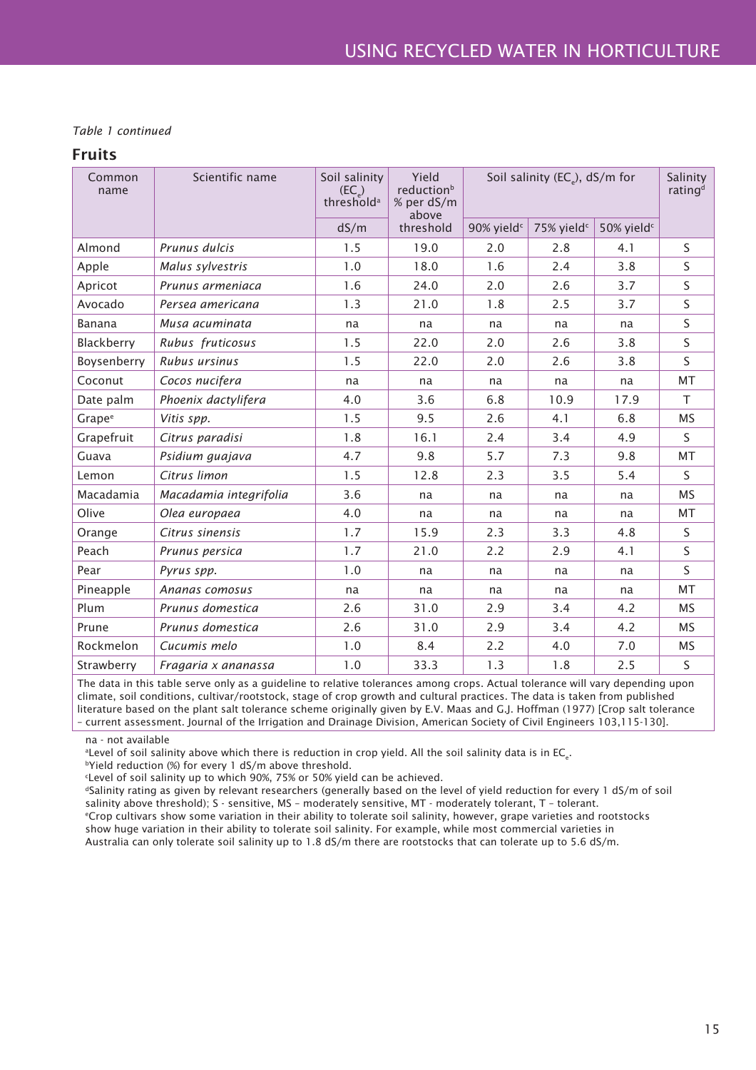*Table 1 continued*

## Fruits

| Common name | Scientific name | Soil salinity ($EC_e$) threshold[a] | Yield reduction[b] % per dS/m above threshold | Soil salinity ($EC_e$), dS/m for | | | Salinity rating[d] |
|---|---|---|---|---|---|---|---|
| | | dS/m | | 90% yield[c] | 75% yield[c] | 50% yield[c] | |
| Almond | *Prunus dulcis* | 1.5 | 19.0 | 2.0 | 2.8 | 4.1 | S |
| Apple | *Malus sylvestris* | 1.0 | 18.0 | 1.6 | 2.4 | 3.8 | S |
| Apricot | *Prunus armeniaca* | 1.6 | 24.0 | 2.0 | 2.6 | 3.7 | S |
| Avocado | *Persea americana* | 1.3 | 21.0 | 1.8 | 2.5 | 3.7 | S |
| Banana | *Musa acuminata* | na | na | na | na | na | S |
| Blackberry | *Rubus fruticosus* | 1.5 | 22.0 | 2.0 | 2.6 | 3.8 | S |
| Boysenberry | *Rubus ursinus* | 1.5 | 22.0 | 2.0 | 2.6 | 3.8 | S |
| Coconut | *Cocos nucifera* | na | na | na | na | na | MT |
| Date palm | *Phoenix dactylifera* | 4.0 | 3.6 | 6.8 | 10.9 | 17.9 | T |
| Grape[e] | *Vitis spp.* | 1.5 | 9.5 | 2.6 | 4.1 | 6.8 | MS |
| Grapefruit | *Citrus paradisi* | 1.8 | 16.1 | 2.4 | 3.4 | 4.9 | S |
| Guava | *Psidium guajava* | 4.7 | 9.8 | 5.7 | 7.3 | 9.8 | MT |
| Lemon | *Citrus limon* | 1.5 | 12.8 | 2.3 | 3.5 | 5.4 | S |
| Macadamia | *Macadamia integrifolia* | 3.6 | na | na | na | na | MS |
| Olive | *Olea europaea* | 4.0 | na | na | na | na | MT |
| Orange | *Citrus sinensis* | 1.7 | 15.9 | 2.3 | 3.3 | 4.8 | S |
| Peach | *Prunus persica* | 1.7 | 21.0 | 2.2 | 2.9 | 4.1 | S |
| Pear | *Pyrus spp.* | 1.0 | na | na | na | na | S |
| Pineapple | *Ananas comosus* | na | na | na | na | na | MT |
| Plum | *Prunus domestica* | 2.6 | 31.0 | 2.9 | 3.4 | 4.2 | MS |
| Prune | *Prunus domestica* | 2.6 | 31.0 | 2.9 | 3.4 | 4.2 | MS |
| Rockmelon | *Cucumis melo* | 1.0 | 8.4 | 2.2 | 4.0 | 7.0 | MS |
| Strawberry | *Fragaria x ananassa* | 1.0 | 33.3 | 1.3 | 1.8 | 2.5 | S |

The data in this table serve only as a guideline to relative tolerances among crops. Actual tolerance will vary depending upon climate, soil conditions, cultivar/rootstock, stage of crop growth and cultural practices. The data is taken from published literature based on the plant salt tolerance scheme originally given by E.V. Maas and G.J. Hoffman (1977) [Crop salt tolerance – current assessment. Journal of the Irrigation and Drainage Division, American Society of Civil Engineers 103,115-130].

na - not available

[a] Level of soil salinity above which there is reduction in crop yield. All the soil salinity data is in $EC_e$.

[b] Yield reduction (%) for every 1 dS/m above threshold.

[c] Level of soil salinity up to which 90%, 75% or 50% yield can be achieved.

[d] Salinity rating as given by relevant researchers (generally based on the level of yield reduction for every 1 dS/m of soil salinity above threshold); S - sensitive, MS – moderately sensitive, MT - moderately tolerant, T – tolerant.

[e] Crop cultivars show some variation in their ability to tolerate soil salinity, however, grape varieties and rootstocks show huge variation in their ability to tolerate soil salinity. For example, while most commercial varieties in Australia can only tolerate soil salinity up to 1.8 dS/m there are rootstocks that can tolerate up to 5.6 dS/m.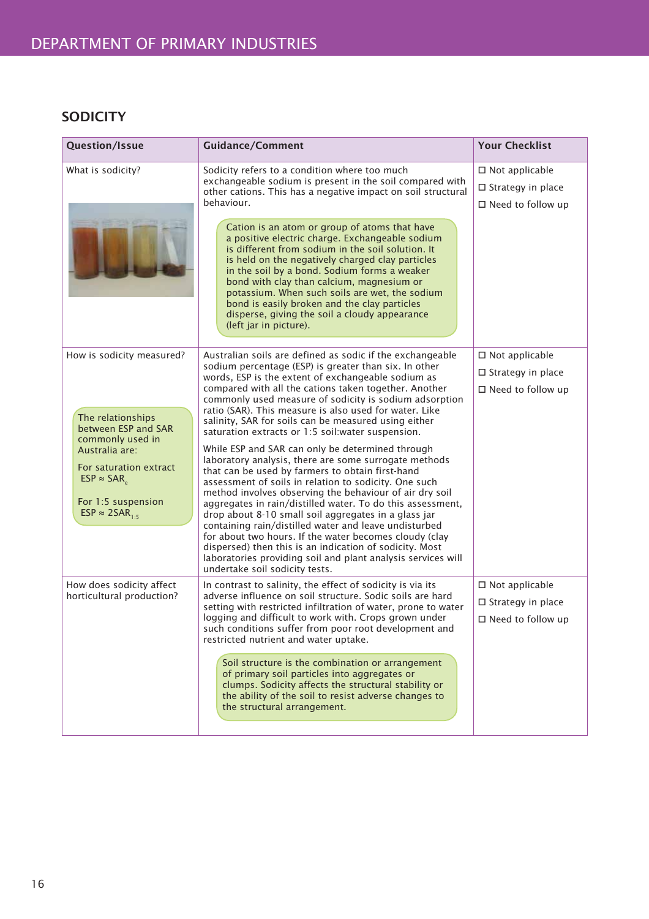## SODICITY

| Question/Issue | Guidance/Comment | Your Checklist |
|---|---|---|
| What is sodicity? | Sodicity refers to a condition where too much exchangeable sodium is present in the soil compared with other cations. This has a negative impact on soil structural behaviour.<br><br>Cation is an atom or group of atoms that have a positive electric charge. Exchangeable sodium is different from sodium in the soil solution. It is held on the negatively charged clay particles in the soil by a bond. Sodium forms a weaker bond with clay than calcium, magnesium or potassium. When such soils are wet, the sodium bond is easily broken and the clay particles disperse, giving the soil a cloudy appearance (left jar in picture). | ☐ Not applicable<br>☐ Strategy in place<br>☐ Need to follow up |
| How is sodicity measured?<br><br>The relationships between ESP and SAR commonly used in Australia are:<br><br>For saturation extract $ESP \approx SAR_e$<br><br>For 1:5 suspension $ESP \approx 2SAR_{1:5}$ | Australian soils are defined as sodic if the exchangeable sodium percentage (ESP) is greater than six. In other words, ESP is the extent of exchangeable sodium as compared with all the cations taken together. Another commonly used measure of sodicity is sodium adsorption ratio (SAR). This measure is also used for water. Like salinity, SAR for soils can be measured using either saturation extracts or 1:5 soil:water suspension.<br><br>While ESP and SAR can only be determined through laboratory analysis, there are some surrogate methods that can be used by farmers to obtain first-hand assessment of soils in relation to sodicity. One such method involves observing the behaviour of air dry soil aggregates in rain/distilled water. To do this assessment, drop about 8-10 small soil aggregates in a glass jar containing rain/distilled water and leave undisturbed for about two hours. If the water becomes cloudy (clay dispersed) then this is an indication of sodicity. Most laboratories providing soil and plant analysis services will undertake soil sodicity tests. | ☐ Not applicable<br>☐ Strategy in place<br>☐ Need to follow up |
| How does sodicity affect horticultural production? | In contrast to salinity, the effect of sodicity is via its adverse influence on soil structure. Sodic soils are hard setting with restricted infiltration of water, prone to water logging and difficult to work with. Crops grown under such conditions suffer from poor root development and restricted nutrient and water uptake.<br><br>Soil structure is the combination or arrangement of primary soil particles into aggregates or clumps. Sodicity affects the structural stability or the ability of the soil to resist adverse changes to the structural arrangement. | ☐ Not applicable<br>☐ Strategy in place<br>☐ Need to follow up |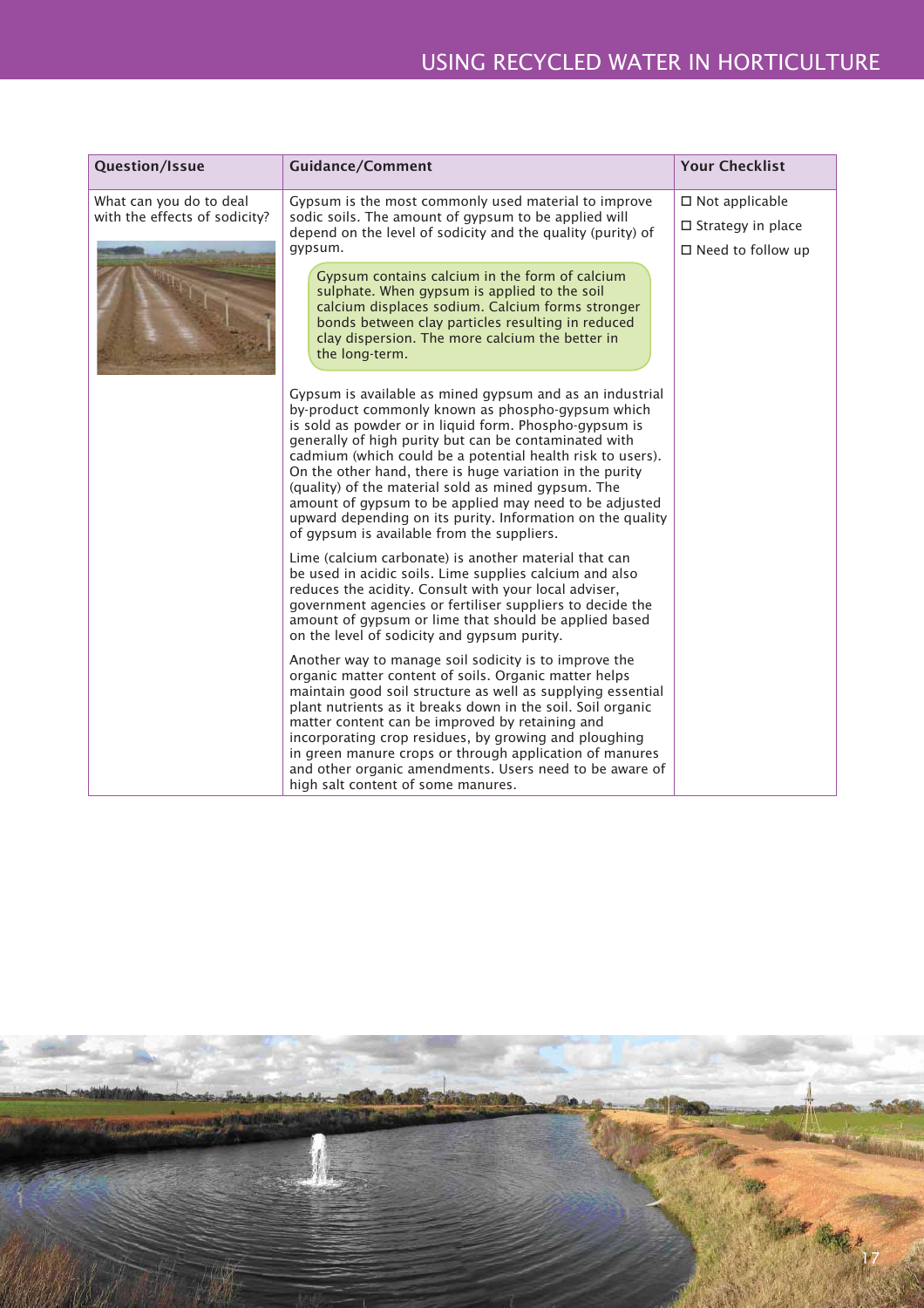| Question/Issue | Guidance/Comment | Your Checklist |
|---|---|---|
| What can you do to deal with the effects of sodicity? | Gypsum is the most commonly used material to improve sodic soils. The amount of gypsum to be applied will depend on the level of sodicity and the quality (purity) of gypsum.<br><br>Gypsum contains calcium in the form of calcium sulphate. When gypsum is applied to the soil calcium displaces sodium. Calcium forms stronger bonds between clay particles resulting in reduced clay dispersion. The more calcium the better in the long-term.<br><br>Gypsum is available as mined gypsum and as an industrial by-product commonly known as phospho-gypsum which is sold as powder or in liquid form. Phospho-gypsum is generally of high purity but can be contaminated with cadmium (which could be a potential health risk to users). On the other hand, there is huge variation in the purity (quality) of the material sold as mined gypsum. The amount of gypsum to be applied may need to be adjusted upward depending on its purity. Information on the quality of gypsum is available from the suppliers.<br><br>Lime (calcium carbonate) is another material that can be used in acidic soils. Lime supplies calcium and also reduces the acidity. Consult with your local adviser, government agencies or fertiliser suppliers to decide the amount of gypsum or lime that should be applied based on the level of sodicity and gypsum purity.<br><br>Another way to manage soil sodicity is to improve the organic matter content of soils. Organic matter helps maintain good soil structure as well as supplying essential plant nutrients as it breaks down in the soil. Soil organic matter content can be improved by retaining and incorporating crop residues, by growing and ploughing in green manure crops or through application of manures and other organic amendments. Users need to be aware of high salt content of some manures. | ☐ Not applicable<br>☐ Strategy in place<br>☐ Need to follow up |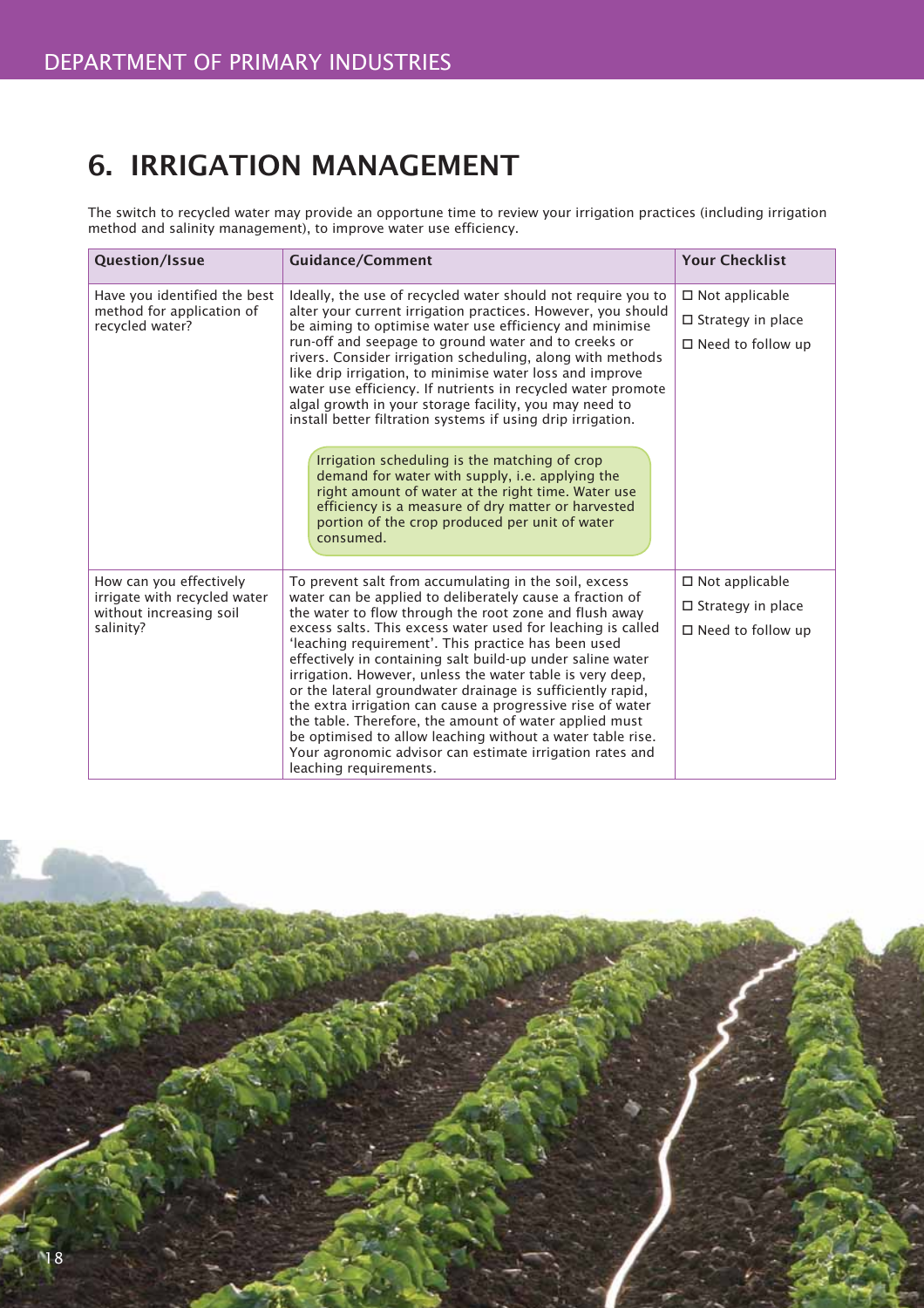# 6. IRRIGATION MANAGEMENT

The switch to recycled water may provide an opportune time to review your irrigation practices (including irrigation method and salinity management), to improve water use efficiency.

| Question/Issue | Guidance/Comment | Your Checklist |
|---|---|---|
| Have you identified the best method for application of recycled water? | Ideally, the use of recycled water should not require you to alter your current irrigation practices. However, you should be aiming to optimise water use efficiency and minimise run-off and seepage to ground water and to creeks or rivers. Consider irrigation scheduling, along with methods like drip irrigation, to minimise water loss and improve water use efficiency. If nutrients in recycled water promote algal growth in your storage facility, you may need to install better filtration systems if using drip irrigation.<br><br>Irrigation scheduling is the matching of crop demand for water with supply, i.e. applying the right amount of water at the right time. Water use efficiency is a measure of dry matter or harvested portion of the crop produced per unit of water consumed. | ☐ Not applicable<br>☐ Strategy in place<br>☐ Need to follow up |
| How can you effectively irrigate with recycled water without increasing soil salinity? | To prevent salt from accumulating in the soil, excess water can be applied to deliberately cause a fraction of the water to flow through the root zone and flush away excess salts. This excess water used for leaching is called 'leaching requirement'. This practice has been used effectively in containing salt build-up under saline water irrigation. However, unless the water table is very deep, or the lateral groundwater drainage is sufficiently rapid, the extra irrigation can cause a progressive rise of water the table. Therefore, the amount of water applied must be optimised to allow leaching without a water table rise. Your agronomic advisor can estimate irrigation rates and leaching requirements. | ☐ Not applicable<br>☐ Strategy in place<br>☐ Need to follow up |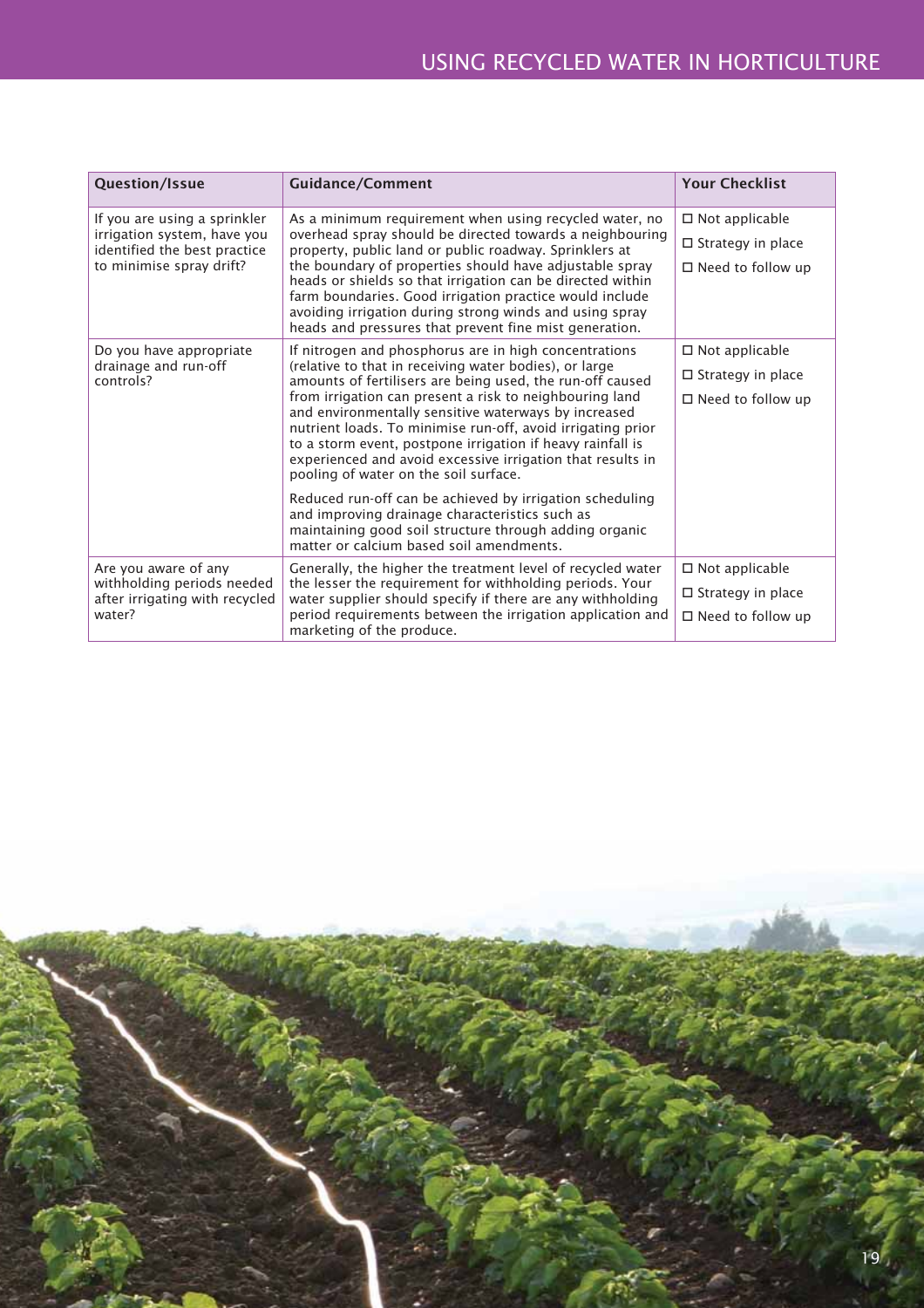| Question/Issue | Guidance/Comment | Your Checklist |
| --- | --- | --- |
| If you are using a sprinkler irrigation system, have you identified the best practice to minimise spray drift? | As a minimum requirement when using recycled water, no overhead spray should be directed towards a neighbouring property, public land or public roadway. Sprinklers at the boundary of properties should have adjustable spray heads or shields so that irrigation can be directed within farm boundaries. Good irrigation practice would include avoiding irrigation during strong winds and using spray heads and pressures that prevent fine mist generation. | ☐ Not applicable<br>☐ Strategy in place<br>☐ Need to follow up |
| Do you have appropriate drainage and run-off controls? | If nitrogen and phosphorus are in high concentrations (relative to that in receiving water bodies), or large amounts of fertilisers are being used, the run-off caused from irrigation can present a risk to neighbouring land and environmentally sensitive waterways by increased nutrient loads. To minimise run-off, avoid irrigating prior to a storm event, postpone irrigation if heavy rainfall is experienced and avoid excessive irrigation that results in pooling of water on the soil surface.<br><br>Reduced run-off can be achieved by irrigation scheduling and improving drainage characteristics such as maintaining good soil structure through adding organic matter or calcium based soil amendments. | ☐ Not applicable<br>☐ Strategy in place<br>☐ Need to follow up |
| Are you aware of any withholding periods needed after irrigating with recycled water? | Generally, the higher the treatment level of recycled water the lesser the requirement for withholding periods. Your water supplier should specify if there are any withholding period requirements between the irrigation application and marketing of the produce. | ☐ Not applicable<br>☐ Strategy in place<br>☐ Need to follow up |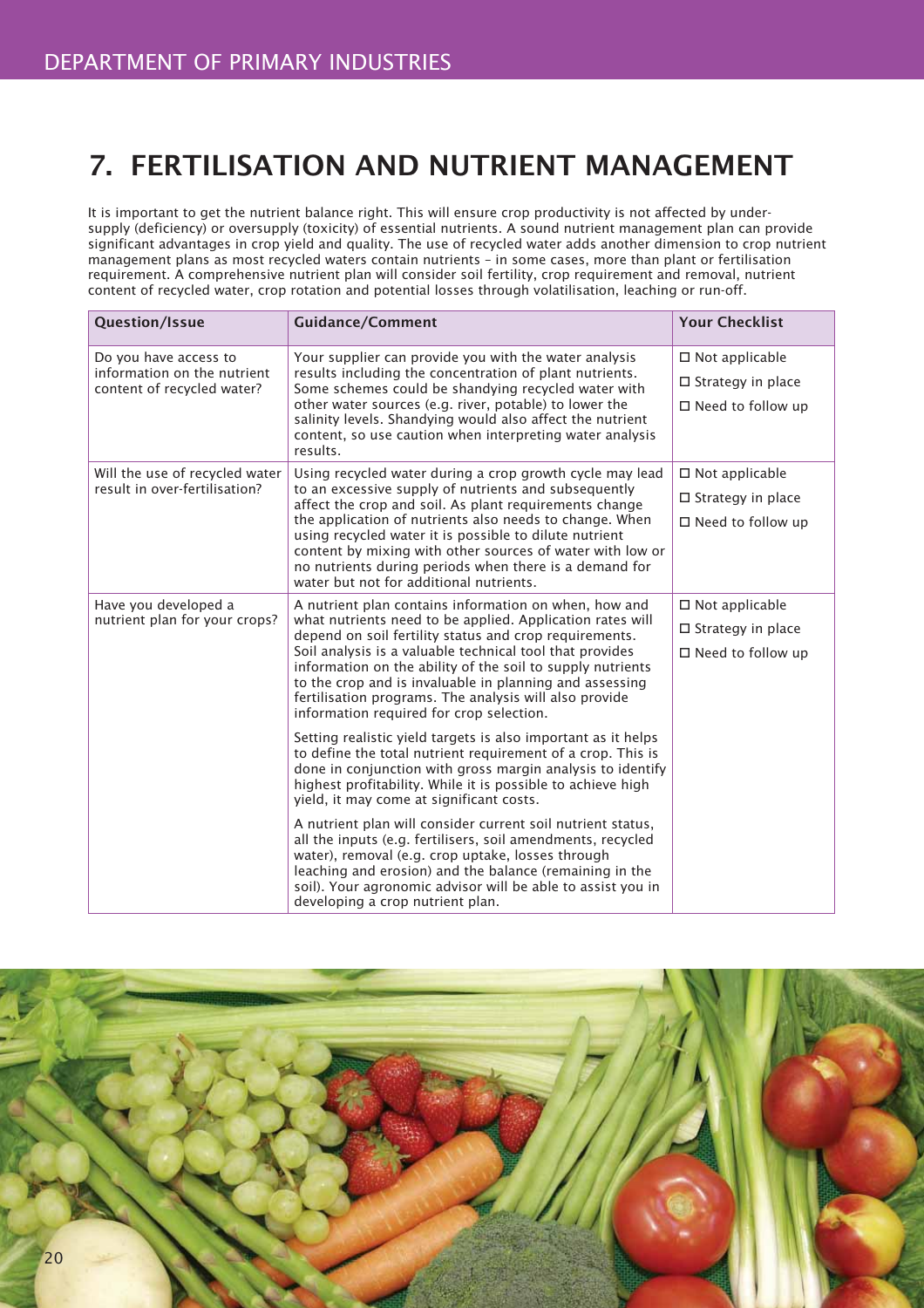# 7. FERTILISATION AND NUTRIENT MANAGEMENT

It is important to get the nutrient balance right. This will ensure crop productivity is not affected by under-supply (deficiency) or oversupply (toxicity) of essential nutrients. A sound nutrient management plan can provide significant advantages in crop yield and quality. The use of recycled water adds another dimension to crop nutrient management plans as most recycled waters contain nutrients – in some cases, more than plant or fertilisation requirement. A comprehensive nutrient plan will consider soil fertility, crop requirement and removal, nutrient content of recycled water, crop rotation and potential losses through volatilisation, leaching or run-off.

| Question/Issue | Guidance/Comment | Your Checklist |
| --- | --- | --- |
| Do you have access to information on the nutrient content of recycled water? | Your supplier can provide you with the water analysis results including the concentration of plant nutrients. Some schemes could be shandying recycled water with other water sources (e.g. river, potable) to lower the salinity levels. Shandying would also affect the nutrient content, so use caution when interpreting water analysis results. | ☐ Not applicable<br>☐ Strategy in place<br>☐ Need to follow up |
| Will the use of recycled water result in over-fertilisation? | Using recycled water during a crop growth cycle may lead to an excessive supply of nutrients and subsequently affect the crop and soil. As plant requirements change the application of nutrients also needs to change. When using recycled water it is possible to dilute nutrient content by mixing with other sources of water with low or no nutrients during periods when there is a demand for water but not for additional nutrients. | ☐ Not applicable<br>☐ Strategy in place<br>☐ Need to follow up |
| Have you developed a nutrient plan for your crops? | A nutrient plan contains information on when, how and what nutrients need to be applied. Application rates will depend on soil fertility status and crop requirements. Soil analysis is a valuable technical tool that provides information on the ability of the soil to supply nutrients to the crop and is invaluable in planning and assessing fertilisation programs. The analysis will also provide information required for crop selection.<br><br>Setting realistic yield targets is also important as it helps to define the total nutrient requirement of a crop. This is done in conjunction with gross margin analysis to identify highest profitability. While it is possible to achieve high yield, it may come at significant costs.<br><br>A nutrient plan will consider current soil nutrient status, all the inputs (e.g. fertilisers, soil amendments, recycled water), removal (e.g. crop uptake, losses through leaching and erosion) and the balance (remaining in the soil). Your agronomic advisor will be able to assist you in developing a crop nutrient plan. | ☐ Not applicable<br>☐ Strategy in place<br>☐ Need to follow up |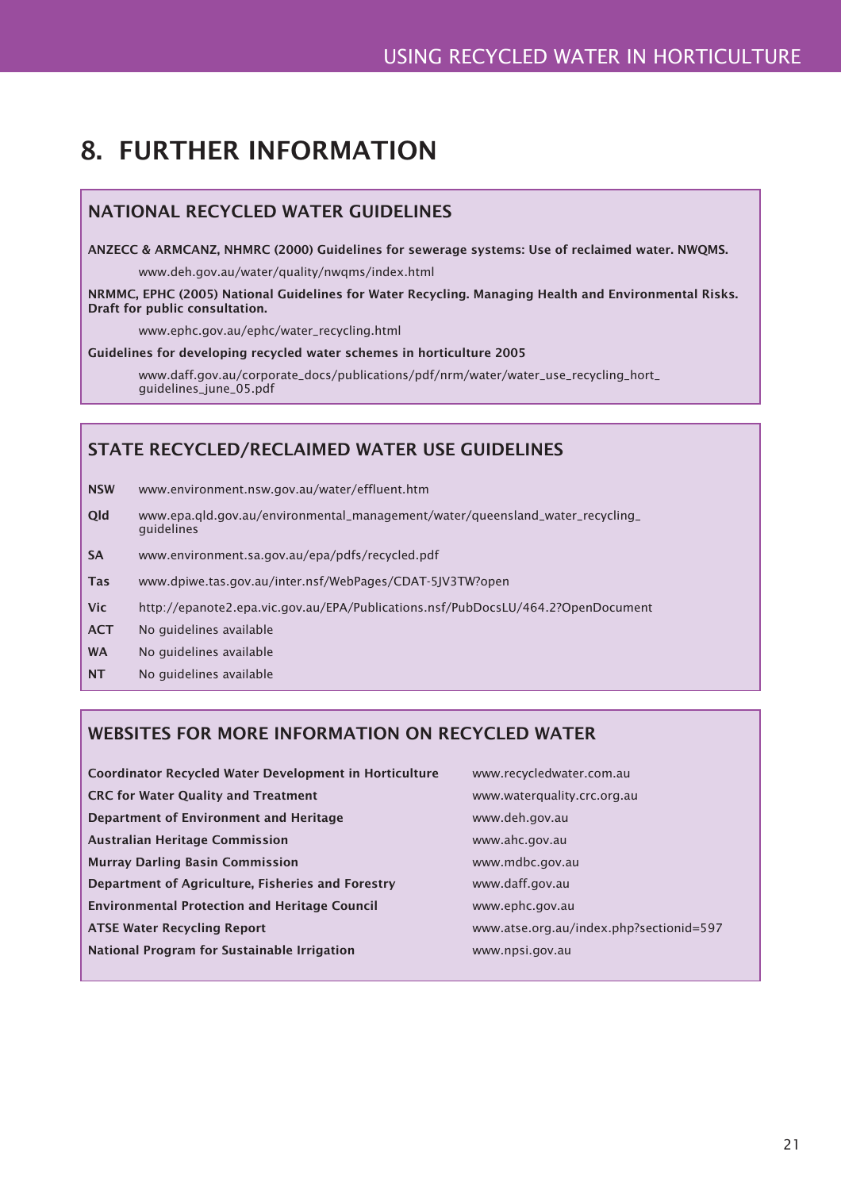# 8. FURTHER INFORMATION

## NATIONAL RECYCLED WATER GUIDELINES

**ANZECC & ARMCANZ, NHMRC (2000) Guidelines for sewerage systems: Use of reclaimed water. NWQMS.**

www.deh.gov.au/water/quality/nwqms/index.html

**NRMMC, EPHC (2005) National Guidelines for Water Recycling. Managing Health and Environmental Risks. Draft for public consultation.**

www.ephc.gov.au/ephc/water_recycling.html

**Guidelines for developing recycled water schemes in horticulture 2005**

www.daff.gov.au/corporate_docs/publications/pdf/nrm/water/water_use_recycling_hort_guidelines_june_05.pdf

## STATE RECYCLED/RECLAIMED WATER USE GUIDELINES

| | |
|---|---|
| **NSW** | www.environment.nsw.gov.au/water/effluent.htm |
| **Qld** | www.epa.qld.gov.au/environmental_management/water/queensland_water_recycling_guidelines |
| **SA** | www.environment.sa.gov.au/epa/pdfs/recycled.pdf |
| **Tas** | www.dpiwe.tas.gov.au/inter.nsf/WebPages/CDAT-5JV3TW?open |
| **Vic** | http://epanote2.epa.vic.gov.au/EPA/Publications.nsf/PubDocsLU/464.2?OpenDocument |
| **ACT** | No guidelines available |
| **WA** | No guidelines available |
| **NT** | No guidelines available |

## WEBSITES FOR MORE INFORMATION ON RECYCLED WATER

| | |
|---|---|
| **Coordinator Recycled Water Development in Horticulture** | www.recycledwater.com.au |
| **CRC for Water Quality and Treatment** | www.waterquality.crc.org.au |
| **Department of Environment and Heritage** | www.deh.gov.au |
| **Australian Heritage Commission** | www.ahc.gov.au |
| **Murray Darling Basin Commission** | www.mdbc.gov.au |
| **Department of Agriculture, Fisheries and Forestry** | www.daff.gov.au |
| **Environmental Protection and Heritage Council** | www.ephc.gov.au |
| **ATSE Water Recycling Report** | www.atse.org.au/index.php?sectionid=597 |
| **National Program for Sustainable Irrigation** | www.npsi.gov.au |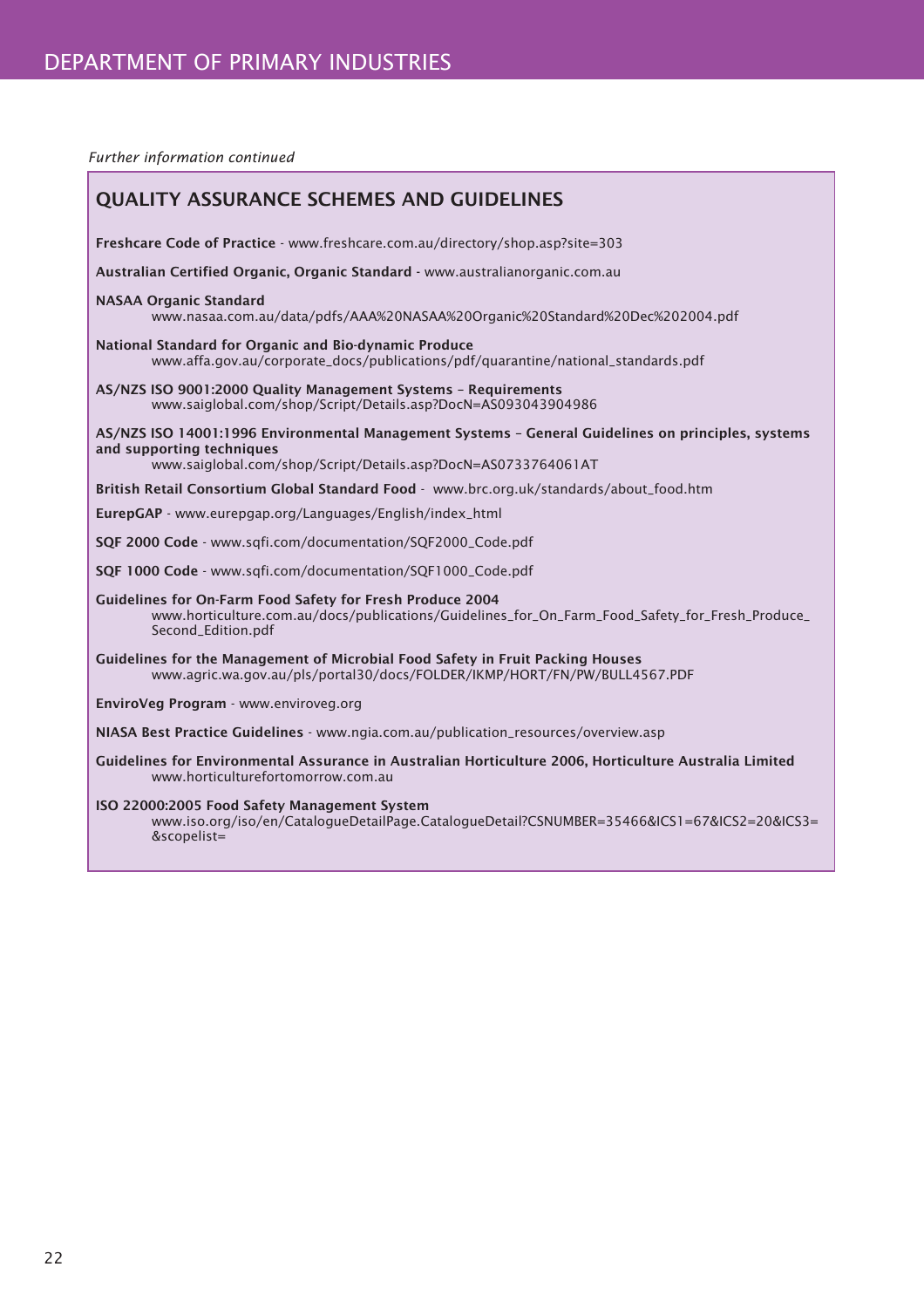*Further information continued*

## QUALITY ASSURANCE SCHEMES AND GUIDELINES

**Freshcare Code of Practice** - www.freshcare.com.au/directory/shop.asp?site=303

**Australian Certified Organic, Organic Standard** - www.australianorganic.com.au

**NASAA Organic Standard**
www.nasaa.com.au/data/pdfs/AAA%20NASAA%20Organic%20Standard%20Dec%202004.pdf

**National Standard for Organic and Bio-dynamic Produce**
www.affa.gov.au/corporate_docs/publications/pdf/quarantine/national_standards.pdf

**AS/NZS ISO 9001:2000 Quality Management Systems – Requirements**
www.saiglobal.com/shop/Script/Details.asp?DocN=AS093043904986

**AS/NZS ISO 14001:1996 Environmental Management Systems – General Guidelines on principles, systems and supporting techniques**
www.saiglobal.com/shop/Script/Details.asp?DocN=AS0733764061AT

**British Retail Consortium Global Standard Food** - www.brc.org.uk/standards/about_food.htm

**EurepGAP** - www.eurepgap.org/Languages/English/index_html

**SQF 2000 Code** - www.sqfi.com/documentation/SQF2000_Code.pdf

**SQF 1000 Code** - www.sqfi.com/documentation/SQF1000_Code.pdf

**Guidelines for On-Farm Food Safety for Fresh Produce 2004**
www.horticulture.com.au/docs/publications/Guidelines_for_On_Farm_Food_Safety_for_Fresh_Produce_Second_Edition.pdf

**Guidelines for the Management of Microbial Food Safety in Fruit Packing Houses**
www.agric.wa.gov.au/pls/portal30/docs/FOLDER/IKMP/HORT/FN/PW/BULL4567.PDF

**EnviroVeg Program** - www.enviroveg.org

**NIASA Best Practice Guidelines** - www.ngia.com.au/publication_resources/overview.asp

**Guidelines for Environmental Assurance in Australian Horticulture 2006, Horticulture Australia Limited**
www.horticulturefortomorrow.com.au

**ISO 22000:2005 Food Safety Management System**
www.iso.org/iso/en/CatalogueDetailPage.CatalogueDetail?CSNUMBER=35466&ICS1=67&ICS2=20&ICS3=&scopelist=